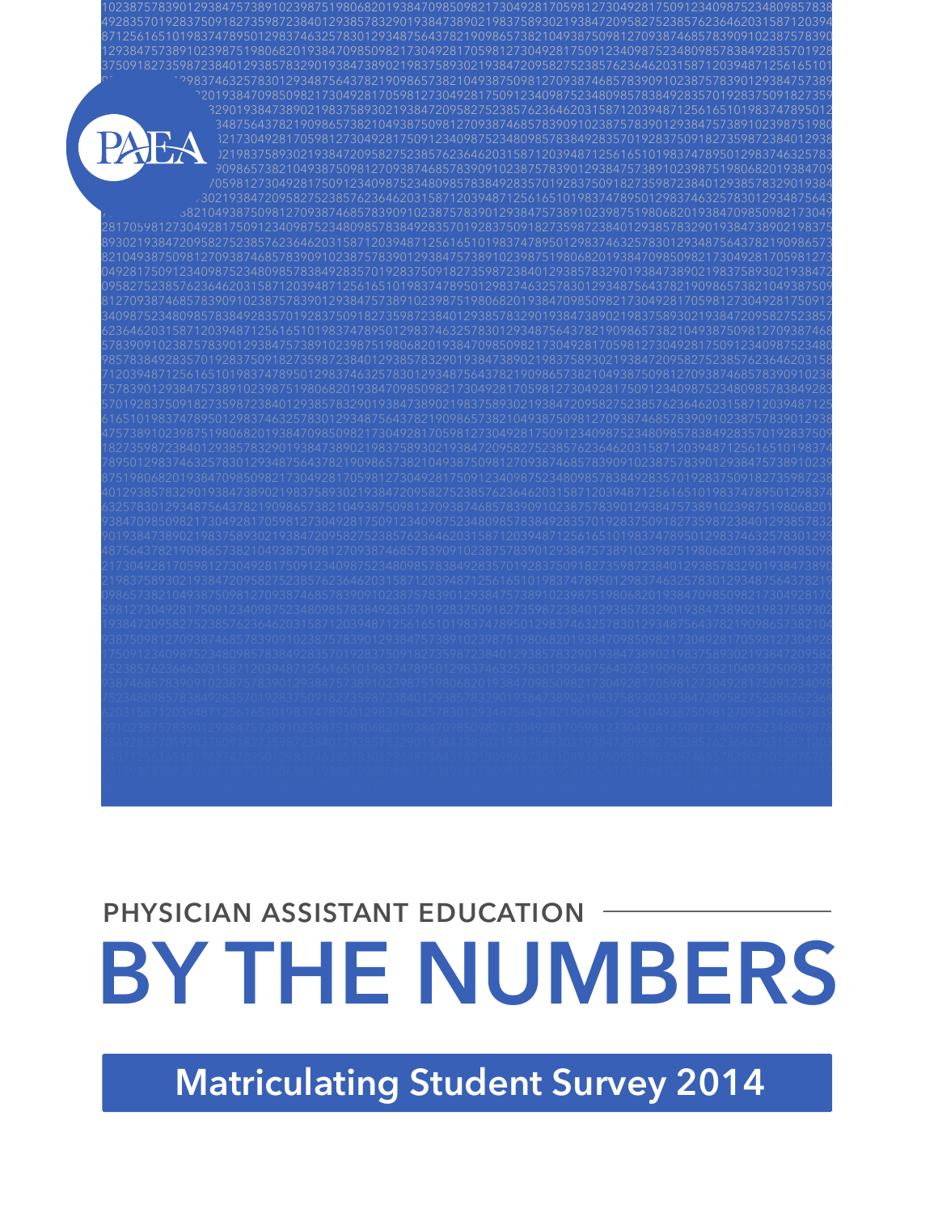PAEA

PHYSICIAN ASSISTANT EDUCATION

# BY THE NUMBERS

## Matriculating Student Survey 2014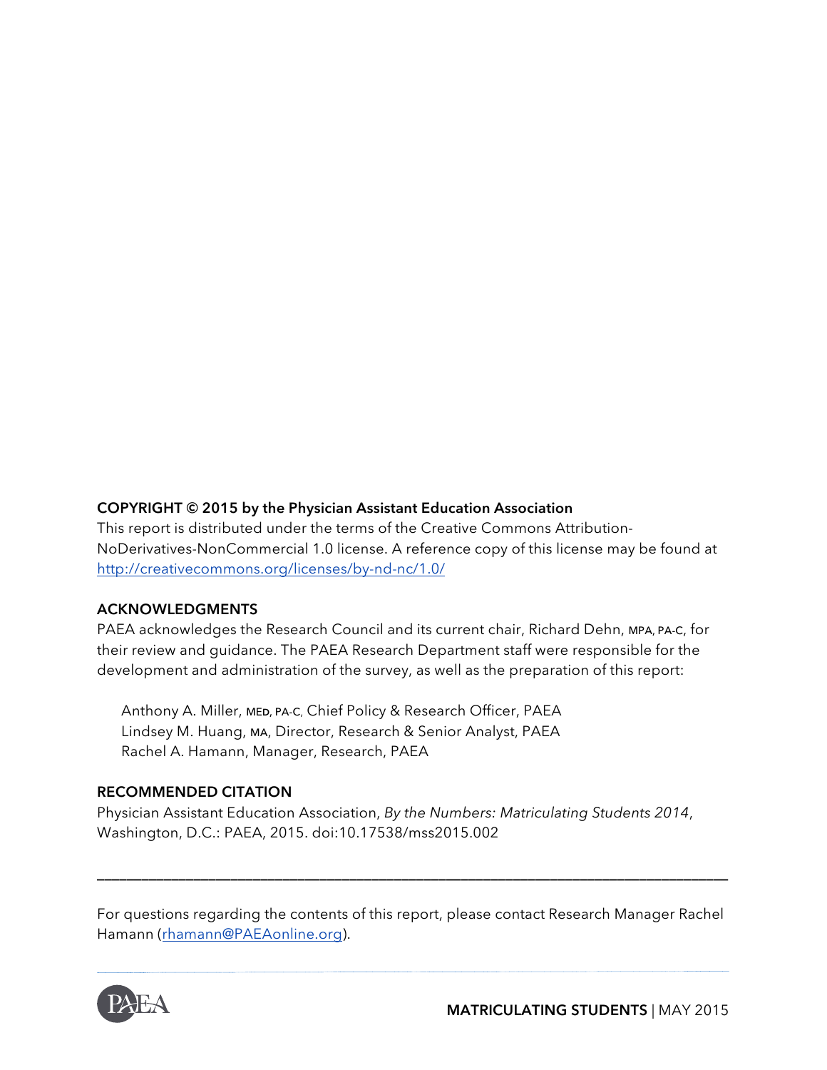**COPYRIGHT © 2015 by the Physician Assistant Education Association**

This report is distributed under the terms of the Creative Commons Attribution-NoDerivatives-NonCommercial 1.0 license. A reference copy of this license may be found at http://creativecommons.org/licenses/by-nd-nc/1.0/

**ACKNOWLEDGMENTS**

PAEA acknowledges the Research Council and its current chair, Richard Dehn, MPA, PA-C, for their review and guidance. The PAEA Research Department staff were responsible for the development and administration of the survey, as well as the preparation of this report:

Anthony A. Miller, MEd, PA-C, Chief Policy & Research Officer, PAEA
Lindsey M. Huang, MA, Director, Research & Senior Analyst, PAEA
Rachel A. Hamann, Manager, Research, PAEA

**RECOMMENDED CITATION**

Physician Assistant Education Association, *By the Numbers: Matriculating Students 2014*, Washington, D.C.: PAEA, 2015. doi:10.17538/mss2015.002

---

For questions regarding the contents of this report, please contact Research Manager Rachel Hamann (rhamann@PAEAonline.org).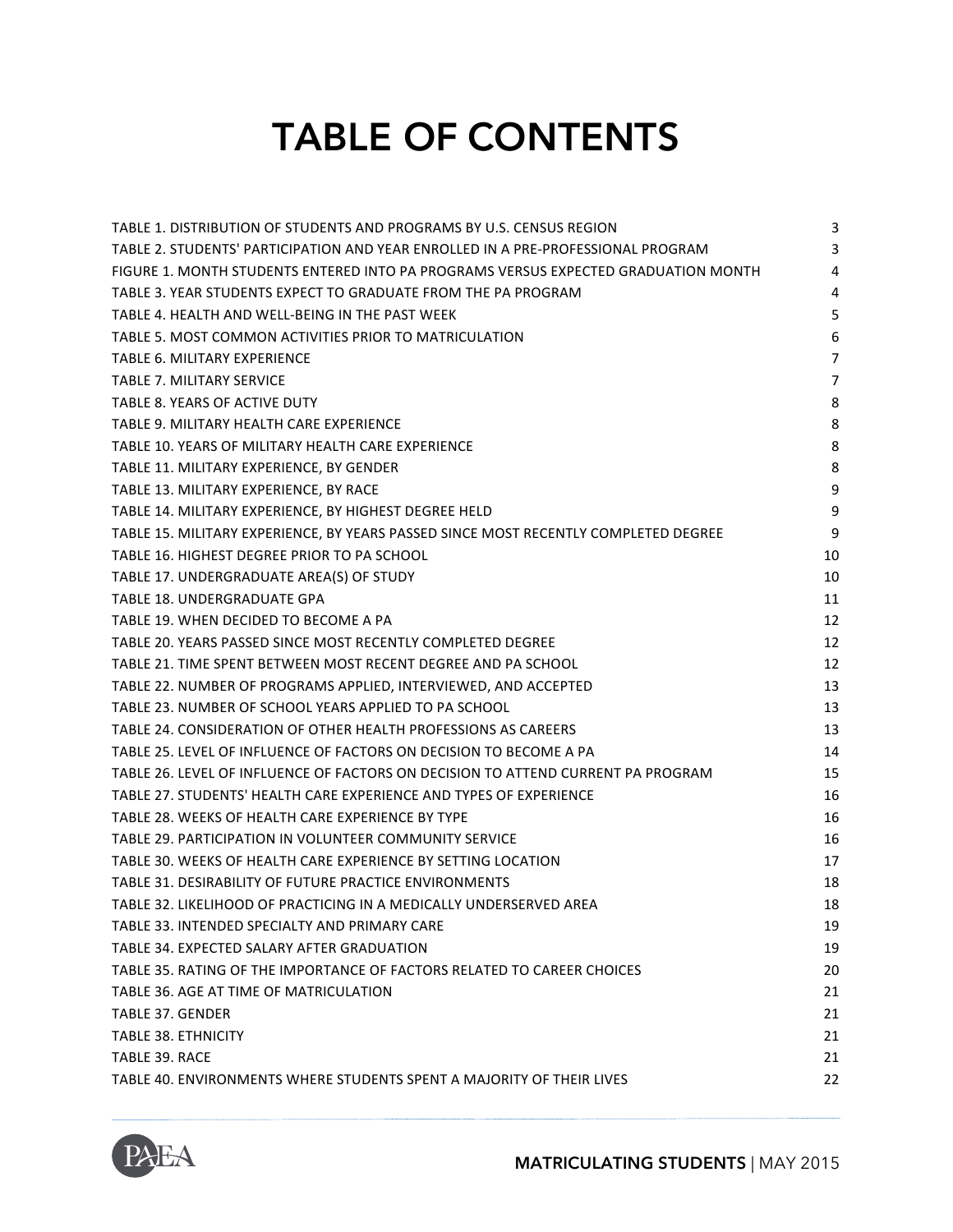# TABLE OF CONTENTS

| | |
|---|---|
| TABLE 1. DISTRIBUTION OF STUDENTS AND PROGRAMS BY U.S. CENSUS REGION | 3 |
| TABLE 2. STUDENTS' PARTICIPATION AND YEAR ENROLLED IN A PRE-PROFESSIONAL PROGRAM | 3 |
| FIGURE 1. MONTH STUDENTS ENTERED INTO PA PROGRAMS VERSUS EXPECTED GRADUATION MONTH | 4 |
| TABLE 3. YEAR STUDENTS EXPECT TO GRADUATE FROM THE PA PROGRAM | 4 |
| TABLE 4. HEALTH AND WELL-BEING IN THE PAST WEEK | 5 |
| TABLE 5. MOST COMMON ACTIVITIES PRIOR TO MATRICULATION | 6 |
| TABLE 6. MILITARY EXPERIENCE | 7 |
| TABLE 7. MILITARY SERVICE | 7 |
| TABLE 8. YEARS OF ACTIVE DUTY | 8 |
| TABLE 9. MILITARY HEALTH CARE EXPERIENCE | 8 |
| TABLE 10. YEARS OF MILITARY HEALTH CARE EXPERIENCE | 8 |
| TABLE 11. MILITARY EXPERIENCE, BY GENDER | 8 |
| TABLE 13. MILITARY EXPERIENCE, BY RACE | 9 |
| TABLE 14. MILITARY EXPERIENCE, BY HIGHEST DEGREE HELD | 9 |
| TABLE 15. MILITARY EXPERIENCE, BY YEARS PASSED SINCE MOST RECENTLY COMPLETED DEGREE | 9 |
| TABLE 16. HIGHEST DEGREE PRIOR TO PA SCHOOL | 10 |
| TABLE 17. UNDERGRADUATE AREA(S) OF STUDY | 10 |
| TABLE 18. UNDERGRADUATE GPA | 11 |
| TABLE 19. WHEN DECIDED TO BECOME A PA | 12 |
| TABLE 20. YEARS PASSED SINCE MOST RECENTLY COMPLETED DEGREE | 12 |
| TABLE 21. TIME SPENT BETWEEN MOST RECENT DEGREE AND PA SCHOOL | 12 |
| TABLE 22. NUMBER OF PROGRAMS APPLIED, INTERVIEWED, AND ACCEPTED | 13 |
| TABLE 23. NUMBER OF SCHOOL YEARS APPLIED TO PA SCHOOL | 13 |
| TABLE 24. CONSIDERATION OF OTHER HEALTH PROFESSIONS AS CAREERS | 13 |
| TABLE 25. LEVEL OF INFLUENCE OF FACTORS ON DECISION TO BECOME A PA | 14 |
| TABLE 26. LEVEL OF INFLUENCE OF FACTORS ON DECISION TO ATTEND CURRENT PA PROGRAM | 15 |
| TABLE 27. STUDENTS' HEALTH CARE EXPERIENCE AND TYPES OF EXPERIENCE | 16 |
| TABLE 28. WEEKS OF HEALTH CARE EXPERIENCE BY TYPE | 16 |
| TABLE 29. PARTICIPATION IN VOLUNTEER COMMUNITY SERVICE | 16 |
| TABLE 30. WEEKS OF HEALTH CARE EXPERIENCE BY SETTING LOCATION | 17 |
| TABLE 31. DESIRABILITY OF FUTURE PRACTICE ENVIRONMENTS | 18 |
| TABLE 32. LIKELIHOOD OF PRACTICING IN A MEDICALLY UNDERSERVED AREA | 18 |
| TABLE 33. INTENDED SPECIALTY AND PRIMARY CARE | 19 |
| TABLE 34. EXPECTED SALARY AFTER GRADUATION | 19 |
| TABLE 35. RATING OF THE IMPORTANCE OF FACTORS RELATED TO CAREER CHOICES | 20 |
| TABLE 36. AGE AT TIME OF MATRICULATION | 21 |
| TABLE 37. GENDER | 21 |
| TABLE 38. ETHNICITY | 21 |
| TABLE 39. RACE | 21 |
| TABLE 40. ENVIRONMENTS WHERE STUDENTS SPENT A MAJORITY OF THEIR LIVES | 22 |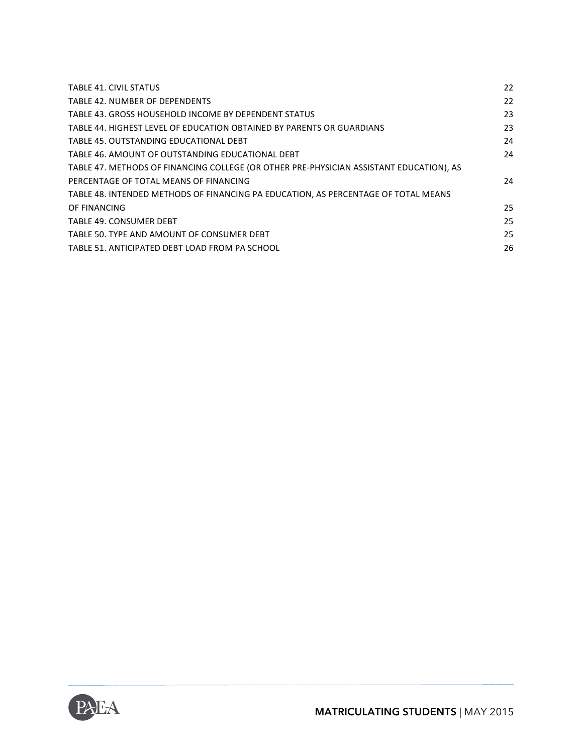TABLE 41. CIVIL STATUS 22
TABLE 42. NUMBER OF DEPENDENTS 22
TABLE 43. GROSS HOUSEHOLD INCOME BY DEPENDENT STATUS 23
TABLE 44. HIGHEST LEVEL OF EDUCATION OBTAINED BY PARENTS OR GUARDIANS 23
TABLE 45. OUTSTANDING EDUCATIONAL DEBT 24
TABLE 46. AMOUNT OF OUTSTANDING EDUCATIONAL DEBT 24
TABLE 47. METHODS OF FINANCING COLLEGE (OR OTHER PRE-PHYSICIAN ASSISTANT EDUCATION), AS PERCENTAGE OF TOTAL MEANS OF FINANCING 24
TABLE 48. INTENDED METHODS OF FINANCING PA EDUCATION, AS PERCENTAGE OF TOTAL MEANS OF FINANCING 25
TABLE 49. CONSUMER DEBT 25
TABLE 50. TYPE AND AMOUNT OF CONSUMER DEBT 25
TABLE 51. ANTICIPATED DEBT LOAD FROM PA SCHOOL 26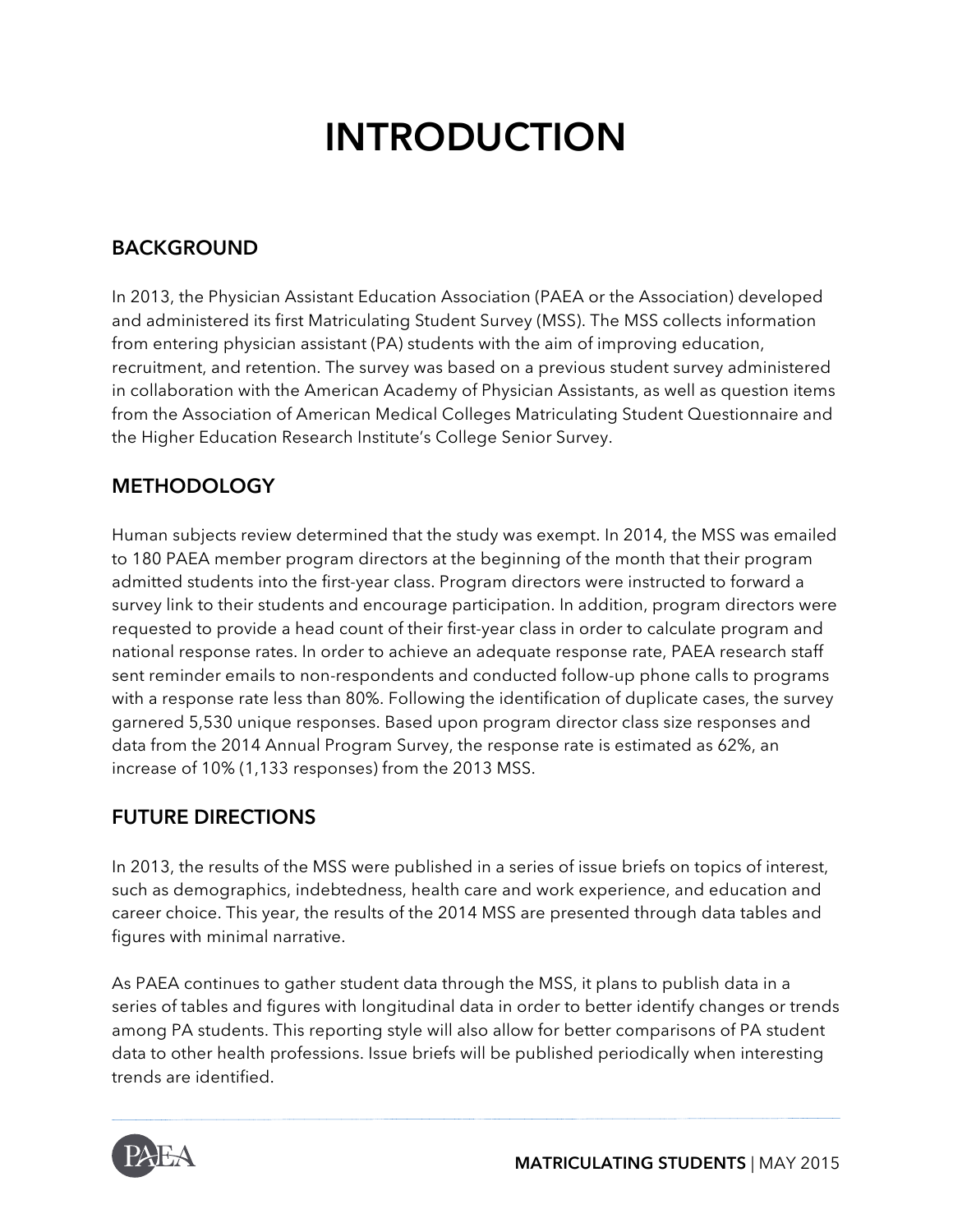# INTRODUCTION

## BACKGROUND

In 2013, the Physician Assistant Education Association (PAEA or the Association) developed and administered its first Matriculating Student Survey (MSS). The MSS collects information from entering physician assistant (PA) students with the aim of improving education, recruitment, and retention. The survey was based on a previous student survey administered in collaboration with the American Academy of Physician Assistants, as well as question items from the Association of American Medical Colleges Matriculating Student Questionnaire and the Higher Education Research Institute's College Senior Survey.

## METHODOLOGY

Human subjects review determined that the study was exempt. In 2014, the MSS was emailed to 180 PAEA member program directors at the beginning of the month that their program admitted students into the first-year class. Program directors were instructed to forward a survey link to their students and encourage participation. In addition, program directors were requested to provide a head count of their first-year class in order to calculate program and national response rates. In order to achieve an adequate response rate, PAEA research staff sent reminder emails to non-respondents and conducted follow-up phone calls to programs with a response rate less than 80%. Following the identification of duplicate cases, the survey garnered 5,530 unique responses. Based upon program director class size responses and data from the 2014 Annual Program Survey, the response rate is estimated as 62%, an increase of 10% (1,133 responses) from the 2013 MSS.

## FUTURE DIRECTIONS

In 2013, the results of the MSS were published in a series of issue briefs on topics of interest, such as demographics, indebtedness, health care and work experience, and education and career choice. This year, the results of the 2014 MSS are presented through data tables and figures with minimal narrative.

As PAEA continues to gather student data through the MSS, it plans to publish data in a series of tables and figures with longitudinal data in order to better identify changes or trends among PA students. This reporting style will also allow for better comparisons of PA student data to other health professions. Issue briefs will be published periodically when interesting trends are identified.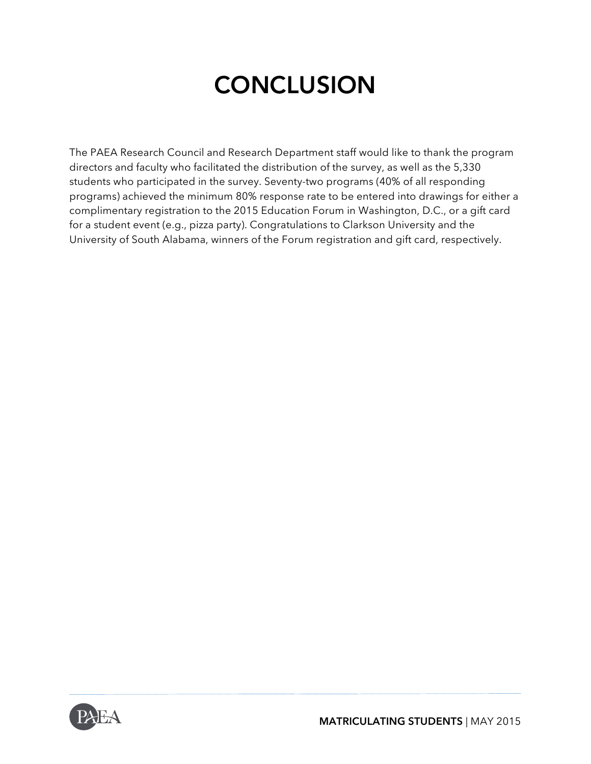# CONCLUSION

The PAEA Research Council and Research Department staff would like to thank the program directors and faculty who facilitated the distribution of the survey, as well as the 5,330 students who participated in the survey. Seventy-two programs (40% of all responding programs) achieved the minimum 80% response rate to be entered into drawings for either a complimentary registration to the 2015 Education Forum in Washington, D.C., or a gift card for a student event (e.g., pizza party). Congratulations to Clarkson University and the University of South Alabama, winners of the Forum registration and gift card, respectively.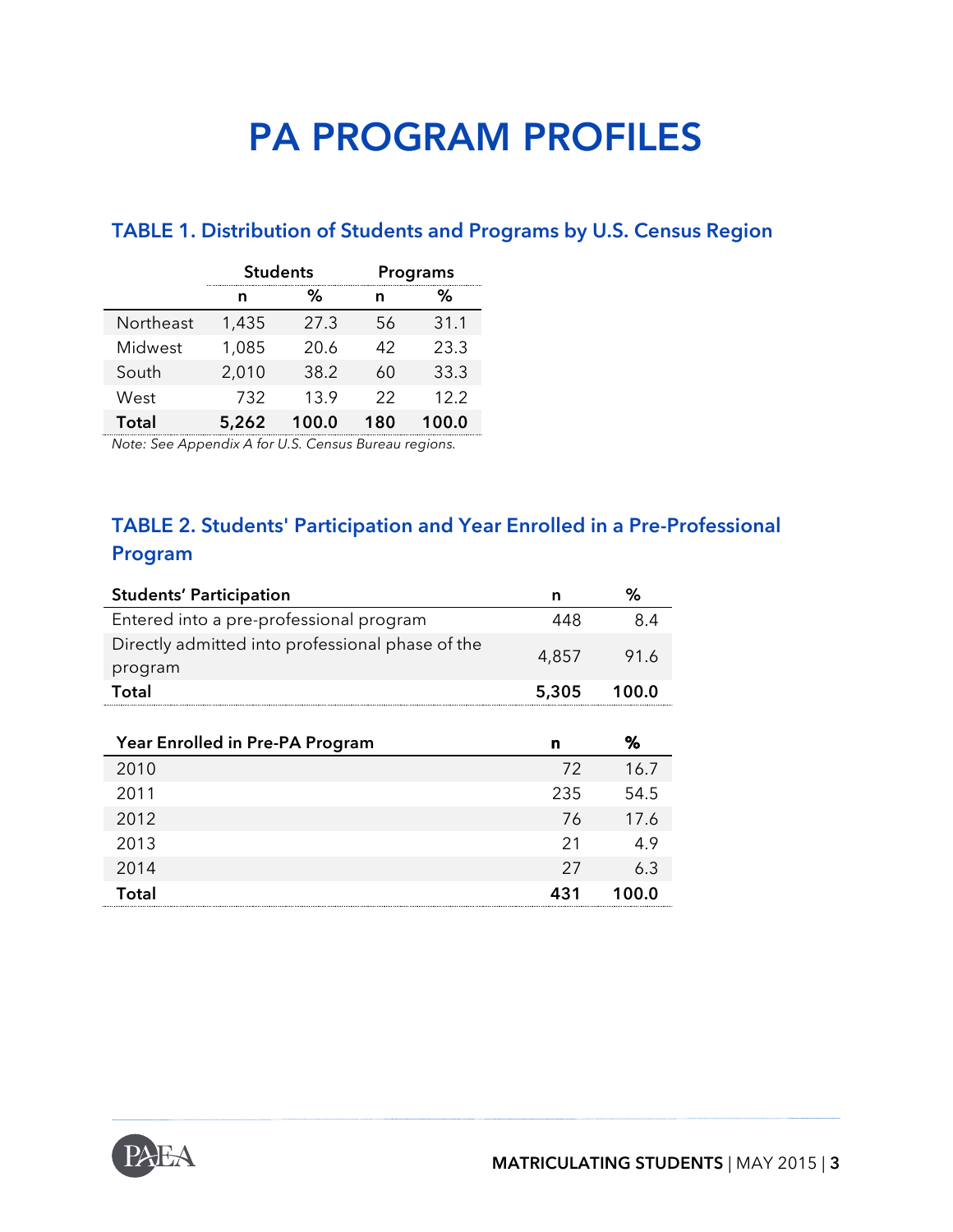# PA PROGRAM PROFILES

## TABLE 1. Distribution of Students and Programs by U.S. Census Region

| | Students | | Programs | |
|---|---|---|---|---|
| | n | % | n | % |
| Northeast | 1,435 | 27.3 | 56 | 31.1 |
| Midwest | 1,085 | 20.6 | 42 | 23.3 |
| South | 2,010 | 38.2 | 60 | 33.3 |
| West | 732 | 13.9 | 22 | 12.2 |
| **Total** | **5,262** | **100.0** | **180** | **100.0** |

*Note: See Appendix A for U.S. Census Bureau regions.*

## TABLE 2. Students' Participation and Year Enrolled in a Pre-Professional Program

| Students' Participation | n | % |
|---|---|---|
| Entered into a pre-professional program | 448 | 8.4 |
| Directly admitted into professional phase of the program | 4,857 | 91.6 |
| **Total** | **5,305** | **100.0** |

| Year Enrolled in Pre-PA Program | n | % |
|---|---|---|
| 2010 | 72 | 16.7 |
| 2011 | 235 | 54.5 |
| 2012 | 76 | 17.6 |
| 2013 | 21 | 4.9 |
| 2014 | 27 | 6.3 |
| **Total** | **431** | **100.0** |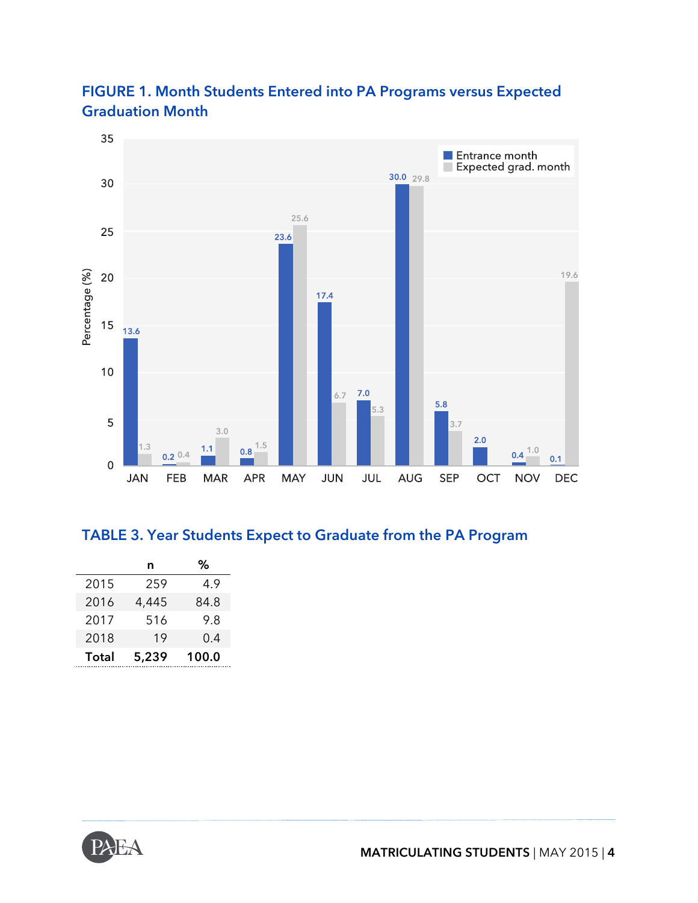**FIGURE 1. Month Students Entered into PA Programs versus Expected Graduation Month**

| Month | Entrance month (%) | Expected grad. month (%) |
|---|---|---|
| JAN | 13.6 | 1.3 |
| FEB | 0.2 | 0.4 |
| MAR | 1.1 | 3.0 |
| APR | 0.8 | 1.5 |
| MAY | 23.6 | 25.6 |
| JUN | 17.4 | 6.7 |
| JUL | 7.0 | 5.3 |
| AUG | 30.0 | 29.8 |
| SEP | 5.8 | 3.7 |
| OCT | 2.0 | |
| NOV | 0.4 | 1.0 |
| DEC | 0.1 | 19.6 |

**TABLE 3. Year Students Expect to Graduate from the PA Program**

| | n | % |
|---|---|---|
| 2015 | 259 | 4.9 |
| 2016 | 4,445 | 84.8 |
| 2017 | 516 | 9.8 |
| 2018 | 19 | 0.4 |
| **Total** | **5,239** | **100.0** |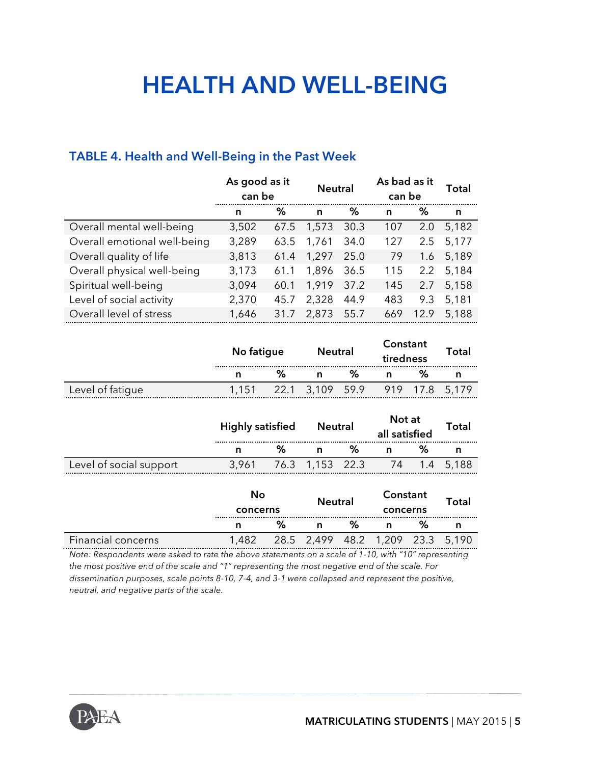# HEALTH AND WELL-BEING

### TABLE 4. Health and Well-Being in the Past Week

| | As good as it can be | | Neutral | | As bad as it can be | | Total |
|---|---|---|---|---|---|---|---|
| | n | % | n | % | n | % | n |
| Overall mental well-being | 3,502 | 67.5 | 1,573 | 30.3 | 107 | 2.0 | 5,182 |
| Overall emotional well-being | 3,289 | 63.5 | 1,761 | 34.0 | 127 | 2.5 | 5,177 |
| Overall quality of life | 3,813 | 61.4 | 1,297 | 25.0 | 79 | 1.6 | 5,189 |
| Overall physical well-being | 3,173 | 61.1 | 1,896 | 36.5 | 115 | 2.2 | 5,184 |
| Spiritual well-being | 3,094 | 60.1 | 1,919 | 37.2 | 145 | 2.7 | 5,158 |
| Level of social activity | 2,370 | 45.7 | 2,328 | 44.9 | 483 | 9.3 | 5,181 |
| Overall level of stress | 1,646 | 31.7 | 2,873 | 55.7 | 669 | 12.9 | 5,188 |

| | No fatigue | | Neutral | | Constant tiredness | | Total |
|---|---|---|---|---|---|---|---|
| | n | % | n | % | n | % | n |
| Level of fatigue | 1,151 | 22.1 | 3,109 | 59.9 | 919 | 17.8 | 5,179 |

| | Highly satisfied | | Neutral | | Not at all satisfied | | Total |
|---|---|---|---|---|---|---|---|
| | n | % | n | % | n | % | n |
| Level of social support | 3,961 | 76.3 | 1,153 | 22.3 | 74 | 1.4 | 5,188 |

| | No concerns | | Neutral | | Constant concerns | | Total |
|---|---|---|---|---|---|---|---|
| | n | % | n | % | n | % | n |
| Financial concerns | 1,482 | 28.5 | 2,499 | 48.2 | 1,209 | 23.3 | 5,190 |

*Note: Respondents were asked to rate the above statements on a scale of 1-10, with "10" representing the most positive end of the scale and "1" representing the most negative end of the scale. For dissemination purposes, scale points 8-10, 7-4, and 3-1 were collapsed and represent the positive, neutral, and negative parts of the scale.*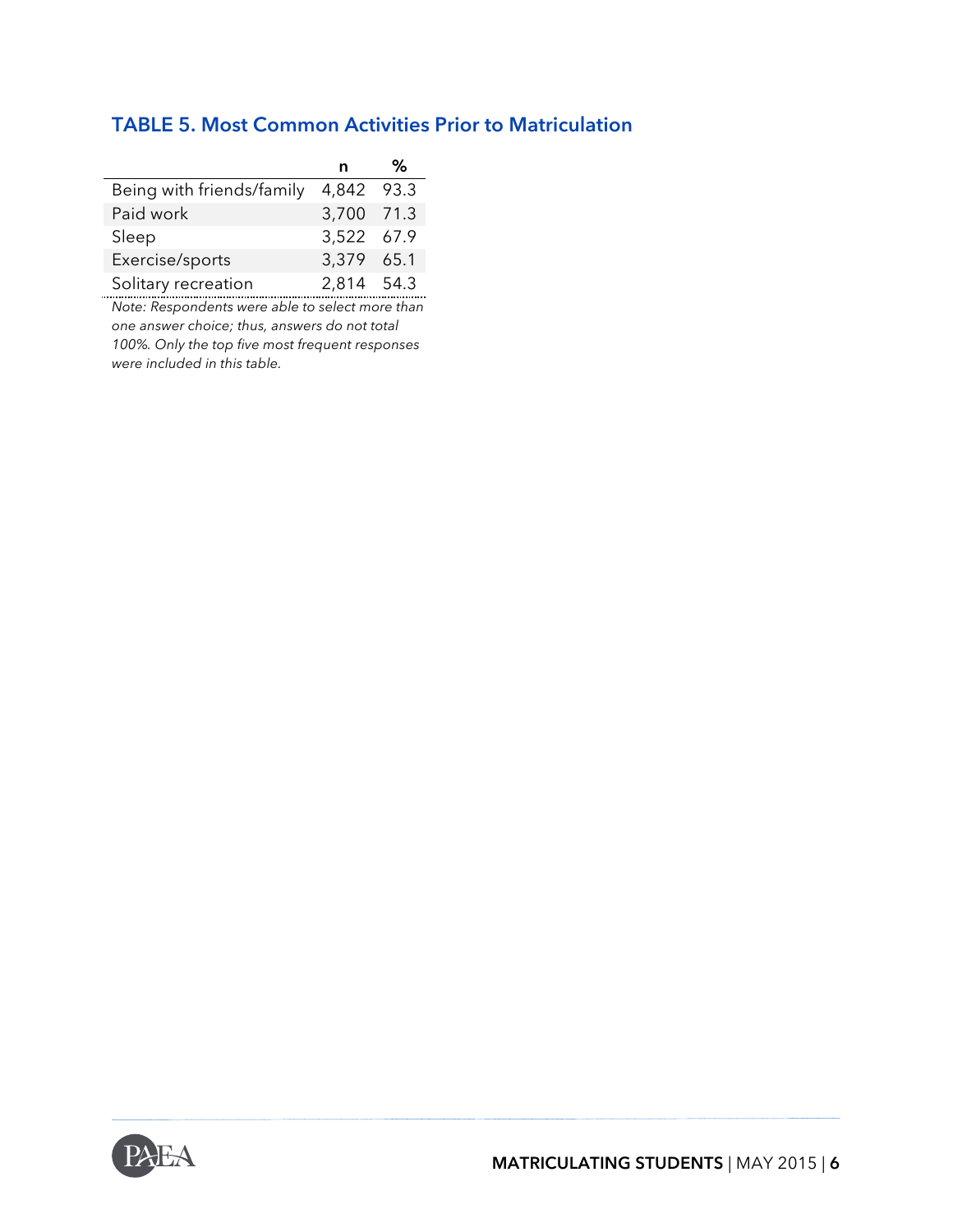### TABLE 5. Most Common Activities Prior to Matriculation

| | n | % |
|---|---|---|
| Being with friends/family | 4,842 | 93.3 |
| Paid work | 3,700 | 71.3 |
| Sleep | 3,522 | 67.9 |
| Exercise/sports | 3,379 | 65.1 |
| Solitary recreation | 2,814 | 54.3 |

*Note: Respondents were able to select more than one answer choice; thus, answers do not total 100%. Only the top five most frequent responses were included in this table.*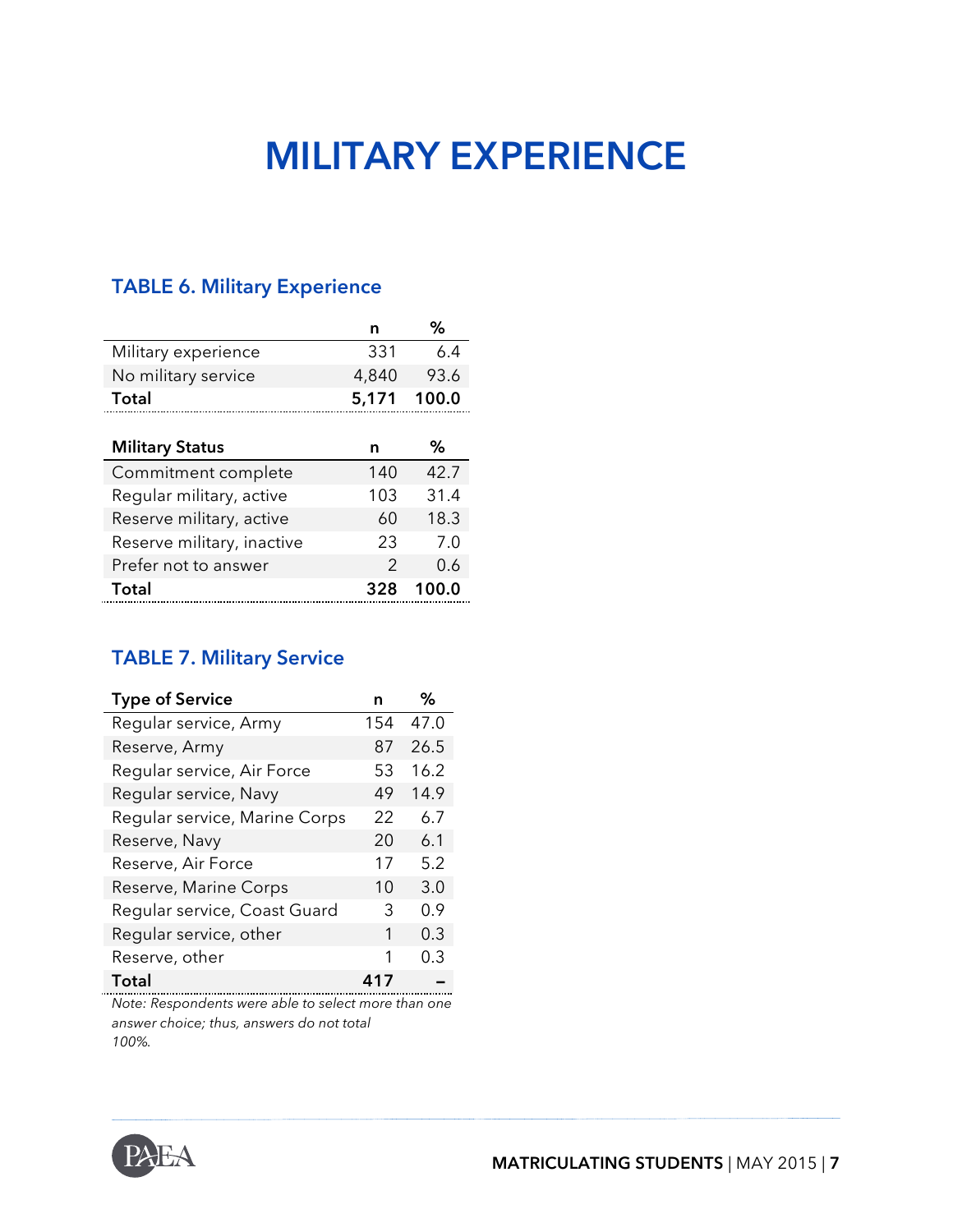# MILITARY EXPERIENCE

### TABLE 6. Military Experience

| | n | % |
|---|---|---|
| Military experience | 331 | 6.4 |
| No military service | 4,840 | 93.6 |
| **Total** | **5,171** | **100.0** |

| **Military Status** | n | % |
|---|---|---|
| Commitment complete | 140 | 42.7 |
| Regular military, active | 103 | 31.4 |
| Reserve military, active | 60 | 18.3 |
| Reserve military, inactive | 23 | 7.0 |
| Prefer not to answer | 2 | 0.6 |
| **Total** | **328** | **100.0** |

### TABLE 7. Military Service

| **Type of Service** | n | % |
|---|---|---|
| Regular service, Army | 154 | 47.0 |
| Reserve, Army | 87 | 26.5 |
| Regular service, Air Force | 53 | 16.2 |
| Regular service, Navy | 49 | 14.9 |
| Regular service, Marine Corps | 22 | 6.7 |
| Reserve, Navy | 20 | 6.1 |
| Reserve, Air Force | 17 | 5.2 |
| Reserve, Marine Corps | 10 | 3.0 |
| Regular service, Coast Guard | 3 | 0.9 |
| Regular service, other | 1 | 0.3 |
| Reserve, other | 1 | 0.3 |
| **Total** | **417** | **–** |

*Note: Respondents were able to select more than one answer choice; thus, answers do not total 100%.*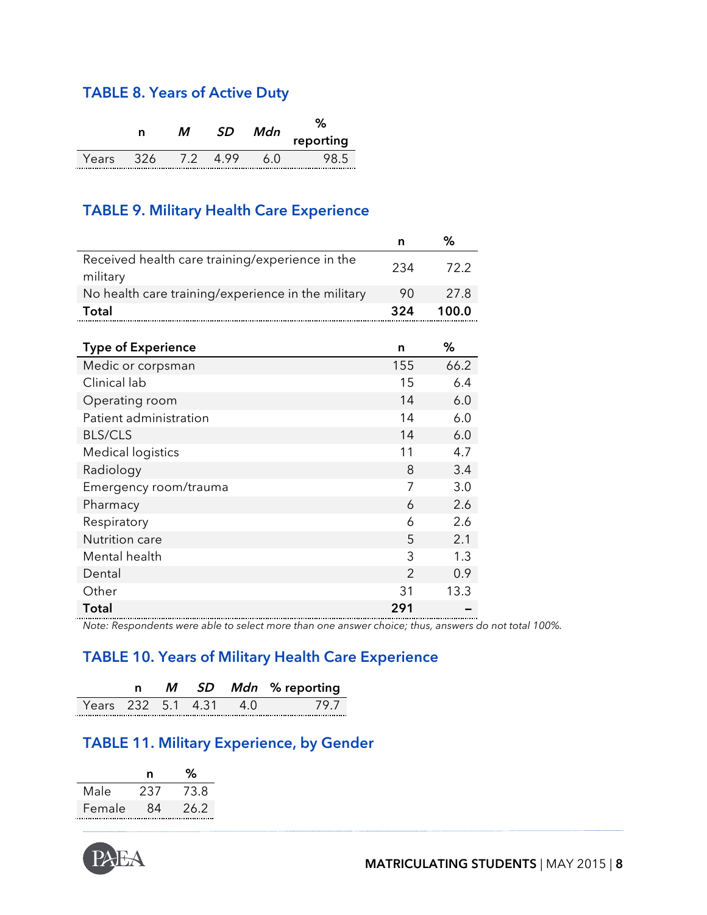## TABLE 8. Years of Active Duty

| | n | *M* | *SD* | *Mdn* | % reporting |
|---|---|---|---|---|---|
| Years | 326 | 7.2 | 4.99 | 6.0 | 98.5 |

## TABLE 9. Military Health Care Experience

| | n | % |
|---|---|---|
| Received health care training/experience in the military | 234 | 72.2 |
| No health care training/experience in the military | 90 | 27.8 |
| **Total** | **324** | **100.0** |

| **Type of Experience** | **n** | **%** |
|---|---|---|
| Medic or corpsman | 155 | 66.2 |
| Clinical lab | 15 | 6.4 |
| Operating room | 14 | 6.0 |
| Patient administration | 14 | 6.0 |
| BLS/CLS | 14 | 6.0 |
| Medical logistics | 11 | 4.7 |
| Radiology | 8 | 3.4 |
| Emergency room/trauma | 7 | 3.0 |
| Pharmacy | 6 | 2.6 |
| Respiratory | 6 | 2.6 |
| Nutrition care | 5 | 2.1 |
| Mental health | 3 | 1.3 |
| Dental | 2 | 0.9 |
| Other | 31 | 13.3 |
| **Total** | **291** | **–** |

*Note: Respondents were able to select more than one answer choice; thus, answers do not total 100%.*

## TABLE 10. Years of Military Health Care Experience

| | n | *M* | *SD* | *Mdn* | % reporting |
|---|---|---|---|---|---|
| Years | 232 | 5.1 | 4.31 | 4.0 | 79.7 |

## TABLE 11. Military Experience, by Gender

| | n | % |
|---|---|---|
| Male | 237 | 73.8 |
| Female | 84 | 26.2 |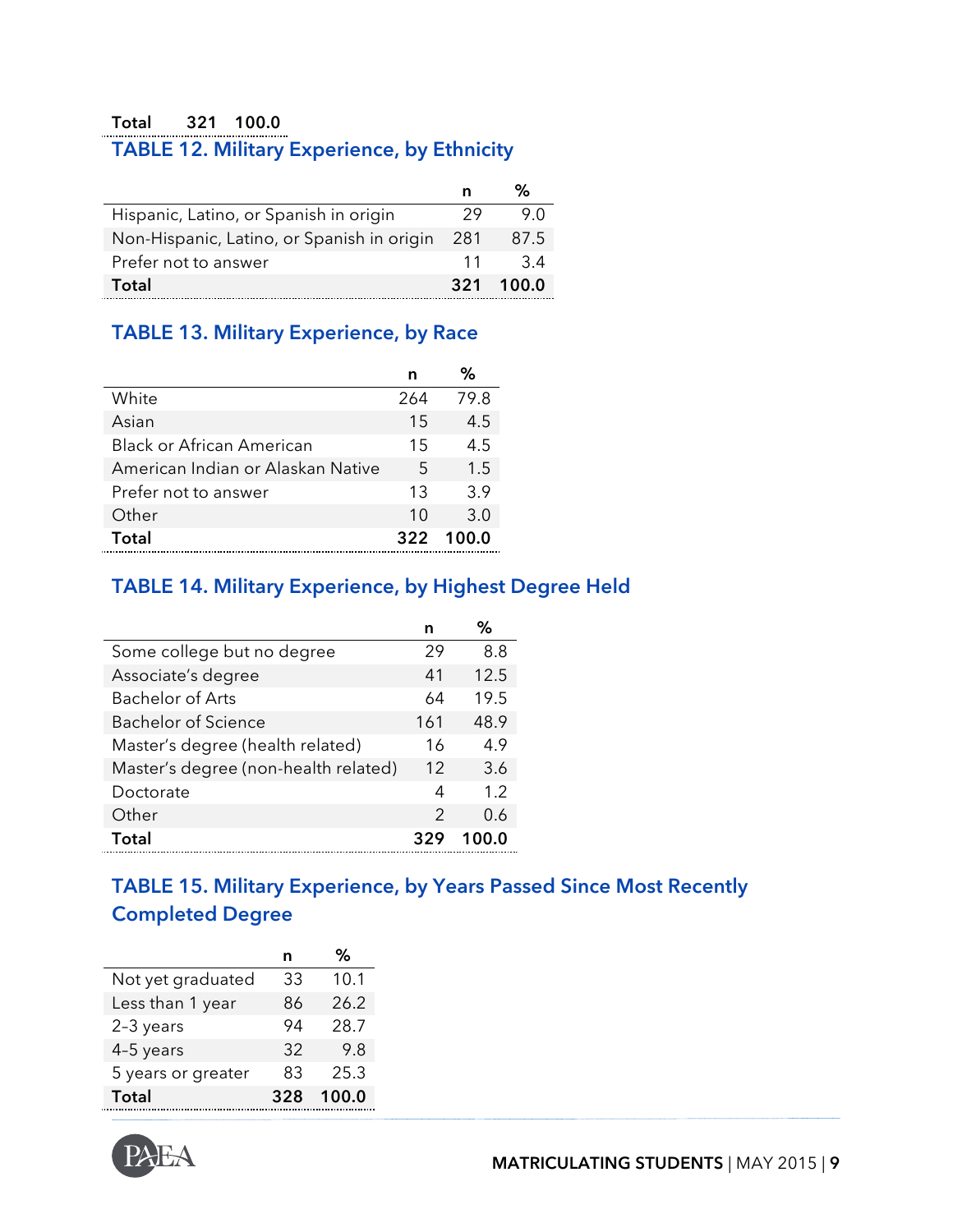| | | |
|---|---|---|
| **Total** | **321** | **100.0** |

### TABLE 12. Military Experience, by Ethnicity

| | n | % |
|---|---|---|
| Hispanic, Latino, or Spanish in origin | 29 | 9.0 |
| Non-Hispanic, Latino, or Spanish in origin | 281 | 87.5 |
| Prefer not to answer | 11 | 3.4 |
| **Total** | **321** | **100.0** |

### TABLE 13. Military Experience, by Race

| | n | % |
|---|---|---|
| White | 264 | 79.8 |
| Asian | 15 | 4.5 |
| Black or African American | 15 | 4.5 |
| American Indian or Alaskan Native | 5 | 1.5 |
| Prefer not to answer | 13 | 3.9 |
| Other | 10 | 3.0 |
| **Total** | **322** | **100.0** |

### TABLE 14. Military Experience, by Highest Degree Held

| | n | % |
|---|---|---|
| Some college but no degree | 29 | 8.8 |
| Associate's degree | 41 | 12.5 |
| Bachelor of Arts | 64 | 19.5 |
| Bachelor of Science | 161 | 48.9 |
| Master's degree (health related) | 16 | 4.9 |
| Master's degree (non-health related) | 12 | 3.6 |
| Doctorate | 4 | 1.2 |
| Other | 2 | 0.6 |
| **Total** | **329** | **100.0** |

### TABLE 15. Military Experience, by Years Passed Since Most Recently Completed Degree

| | n | % |
|---|---|---|
| Not yet graduated | 33 | 10.1 |
| Less than 1 year | 86 | 26.2 |
| 2-3 years | 94 | 28.7 |
| 4-5 years | 32 | 9.8 |
| 5 years or greater | 83 | 25.3 |
| **Total** | **328** | **100.0** |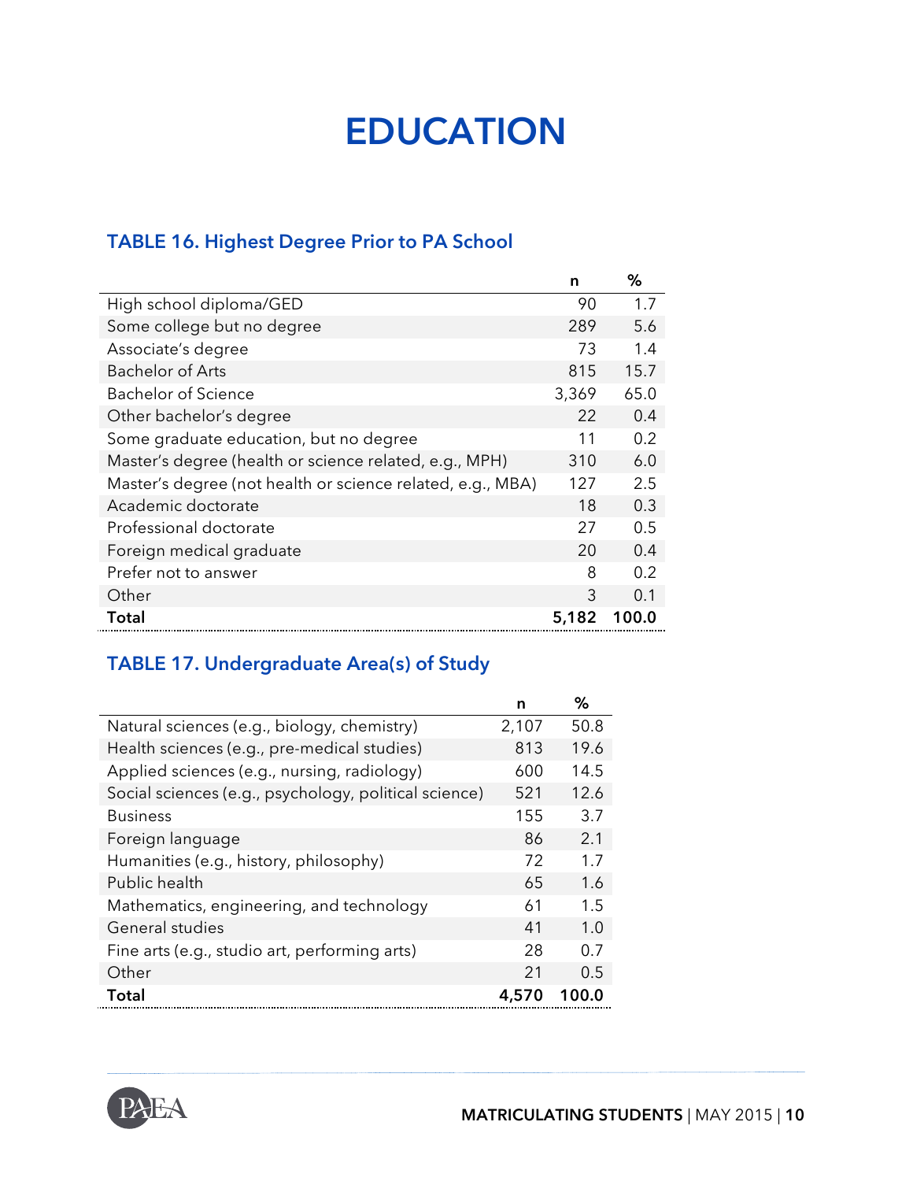# EDUCATION

### TABLE 16. Highest Degree Prior to PA School

| | n | % |
|---|---|---|
| High school diploma/GED | 90 | 1.7 |
| Some college but no degree | 289 | 5.6 |
| Associate's degree | 73 | 1.4 |
| Bachelor of Arts | 815 | 15.7 |
| Bachelor of Science | 3,369 | 65.0 |
| Other bachelor's degree | 22 | 0.4 |
| Some graduate education, but no degree | 11 | 0.2 |
| Master's degree (health or science related, e.g., MPH) | 310 | 6.0 |
| Master's degree (not health or science related, e.g., MBA) | 127 | 2.5 |
| Academic doctorate | 18 | 0.3 |
| Professional doctorate | 27 | 0.5 |
| Foreign medical graduate | 20 | 0.4 |
| Prefer not to answer | 8 | 0.2 |
| Other | 3 | 0.1 |
| **Total** | **5,182** | **100.0** |

### TABLE 17. Undergraduate Area(s) of Study

| | n | % |
|---|---|---|
| Natural sciences (e.g., biology, chemistry) | 2,107 | 50.8 |
| Health sciences (e.g., pre-medical studies) | 813 | 19.6 |
| Applied sciences (e.g., nursing, radiology) | 600 | 14.5 |
| Social sciences (e.g., psychology, political science) | 521 | 12.6 |
| Business | 155 | 3.7 |
| Foreign language | 86 | 2.1 |
| Humanities (e.g., history, philosophy) | 72 | 1.7 |
| Public health | 65 | 1.6 |
| Mathematics, engineering, and technology | 61 | 1.5 |
| General studies | 41 | 1.0 |
| Fine arts (e.g., studio art, performing arts) | 28 | 0.7 |
| Other | 21 | 0.5 |
| **Total** | **4,570** | **100.0** |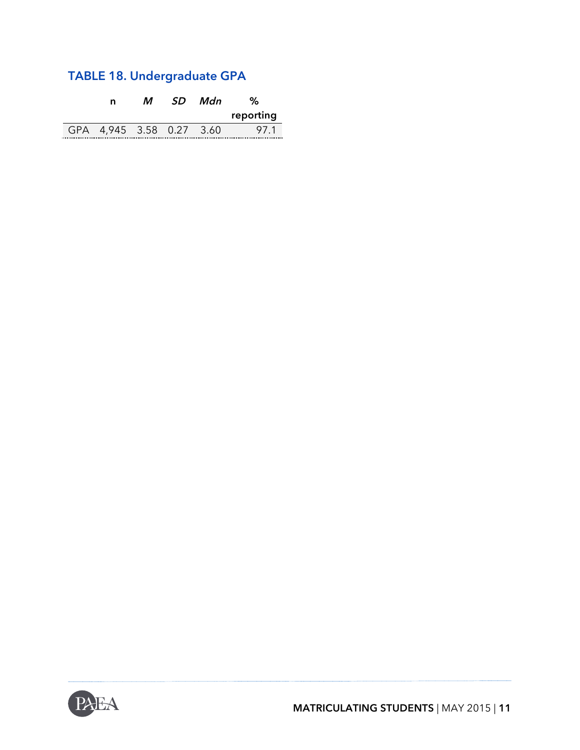### TABLE 18. Undergraduate GPA

| | n | *M* | *SD* | *Mdn* | % reporting |
|---|---|---|---|---|---|
| GPA | 4,945 | 3.58 | 0.27 | 3.60 | 97.1 |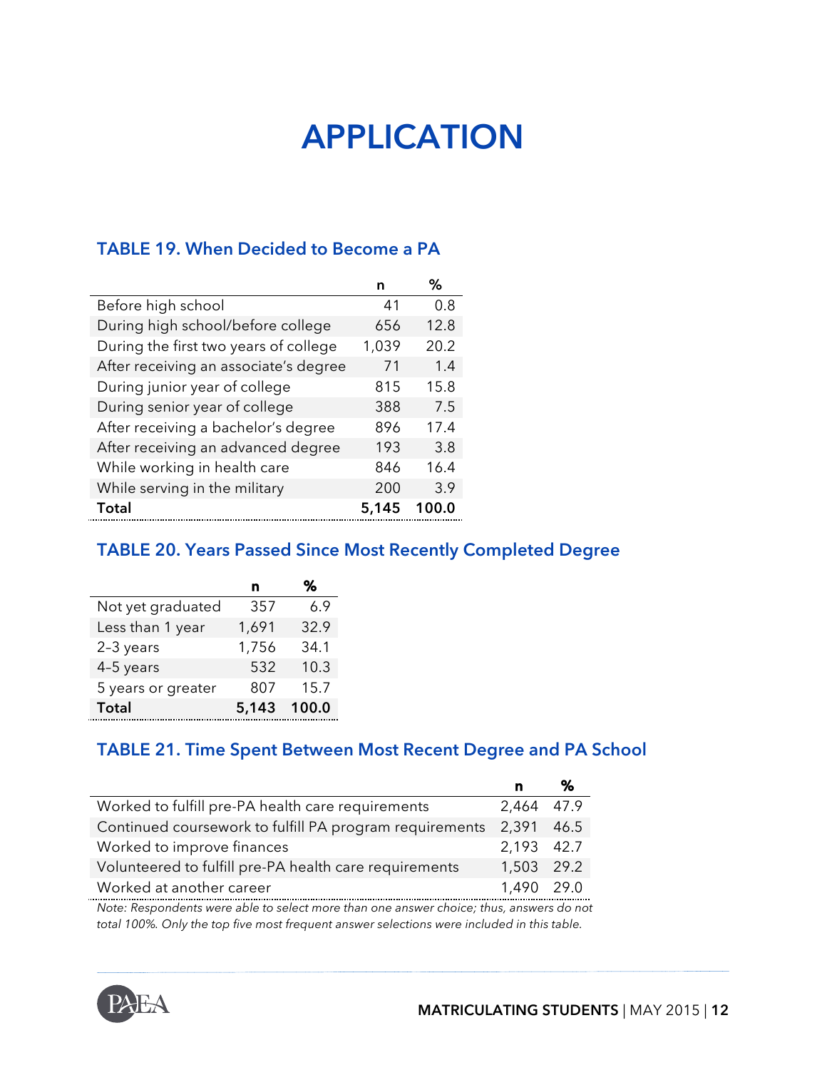# APPLICATION

### TABLE 19. When Decided to Become a PA

| | n | % |
|---|---|---|
| Before high school | 41 | 0.8 |
| During high school/before college | 656 | 12.8 |
| During the first two years of college | 1,039 | 20.2 |
| After receiving an associate's degree | 71 | 1.4 |
| During junior year of college | 815 | 15.8 |
| During senior year of college | 388 | 7.5 |
| After receiving a bachelor's degree | 896 | 17.4 |
| After receiving an advanced degree | 193 | 3.8 |
| While working in health care | 846 | 16.4 |
| While serving in the military | 200 | 3.9 |
| **Total** | **5,145** | **100.0** |

### TABLE 20. Years Passed Since Most Recently Completed Degree

| | n | % |
|---|---|---|
| Not yet graduated | 357 | 6.9 |
| Less than 1 year | 1,691 | 32.9 |
| 2-3 years | 1,756 | 34.1 |
| 4-5 years | 532 | 10.3 |
| 5 years or greater | 807 | 15.7 |
| **Total** | **5,143** | **100.0** |

### TABLE 21. Time Spent Between Most Recent Degree and PA School

| | n | % |
|---|---|---|
| Worked to fulfill pre-PA health care requirements | 2,464 | 47.9 |
| Continued coursework to fulfill PA program requirements | 2,391 | 46.5 |
| Worked to improve finances | 2,193 | 42.7 |
| Volunteered to fulfill pre-PA health care requirements | 1,503 | 29.2 |
| Worked at another career | 1,490 | 29.0 |

*Note: Respondents were able to select more than one answer choice; thus, answers do not total 100%. Only the top five most frequent answer selections were included in this table.*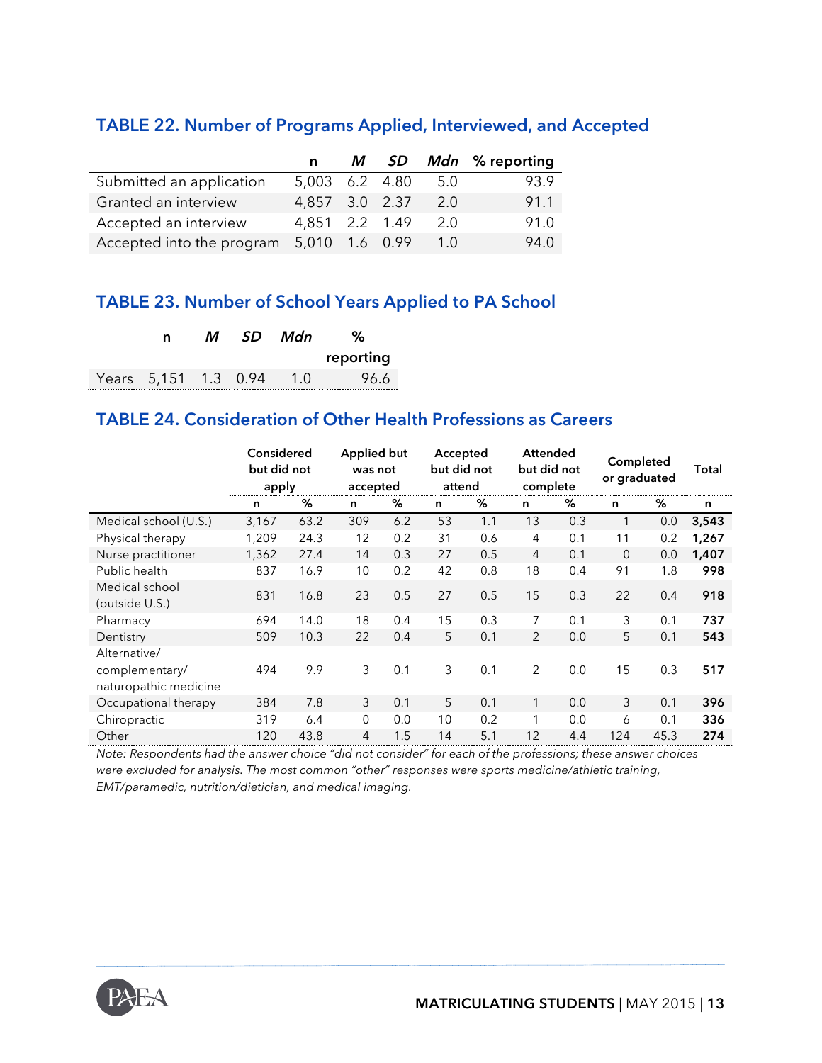## TABLE 22. Number of Programs Applied, Interviewed, and Accepted

| | n | *M* | *SD* | *Mdn* | % reporting |
|---|---|---|---|---|---|
| Submitted an application | 5,003 | 6.2 | 4.80 | 5.0 | 93.9 |
| Granted an interview | 4,857 | 3.0 | 2.37 | 2.0 | 91.1 |
| Accepted an interview | 4,851 | 2.2 | 1.49 | 2.0 | 91.0 |
| Accepted into the program | 5,010 | 1.6 | 0.99 | 1.0 | 94.0 |

## TABLE 23. Number of School Years Applied to PA School

| | n | *M* | *SD* | *Mdn* | % reporting |
|---|---|---|---|---|---|
| Years | 5,151 | 1.3 | 0.94 | 1.0 | 96.6 |

## TABLE 24. Consideration of Other Health Professions as Careers

| | Considered but did not apply | | Applied but was not accepted | | Accepted but did not attend | | Attended but did not complete | | Completed or graduated | | Total |
|---|---|---|---|---|---|---|---|---|---|---|---|
| | n | % | n | % | n | % | n | % | n | % | n |
| Medical school (U.S.) | 3,167 | 63.2 | 309 | 6.2 | 53 | 1.1 | 13 | 0.3 | 1 | 0.0 | **3,543** |
| Physical therapy | 1,209 | 24.3 | 12 | 0.2 | 31 | 0.6 | 4 | 0.1 | 11 | 0.2 | **1,267** |
| Nurse practitioner | 1,362 | 27.4 | 14 | 0.3 | 27 | 0.5 | 4 | 0.1 | 0 | 0.0 | **1,407** |
| Public health | 837 | 16.9 | 10 | 0.2 | 42 | 0.8 | 18 | 0.4 | 91 | 1.8 | **998** |
| Medical school (outside U.S.) | 831 | 16.8 | 23 | 0.5 | 27 | 0.5 | 15 | 0.3 | 22 | 0.4 | **918** |
| Pharmacy | 694 | 14.0 | 18 | 0.4 | 15 | 0.3 | 7 | 0.1 | 3 | 0.1 | **737** |
| Dentistry | 509 | 10.3 | 22 | 0.4 | 5 | 0.1 | 2 | 0.0 | 5 | 0.1 | **543** |
| Alternative/ complementary/ naturopathic medicine | 494 | 9.9 | 3 | 0.1 | 3 | 0.1 | 2 | 0.0 | 15 | 0.3 | **517** |
| Occupational therapy | 384 | 7.8 | 3 | 0.1 | 5 | 0.1 | 1 | 0.0 | 3 | 0.1 | **396** |
| Chiropractic | 319 | 6.4 | 0 | 0.0 | 10 | 0.2 | 1 | 0.0 | 6 | 0.1 | **336** |
| Other | 120 | 43.8 | 4 | 1.5 | 14 | 5.1 | 12 | 4.4 | 124 | 45.3 | **274** |

*Note: Respondents had the answer choice "did not consider" for each of the professions; these answer choices were excluded for analysis. The most common "other" responses were sports medicine/athletic training, EMT/paramedic, nutrition/dietician, and medical imaging.*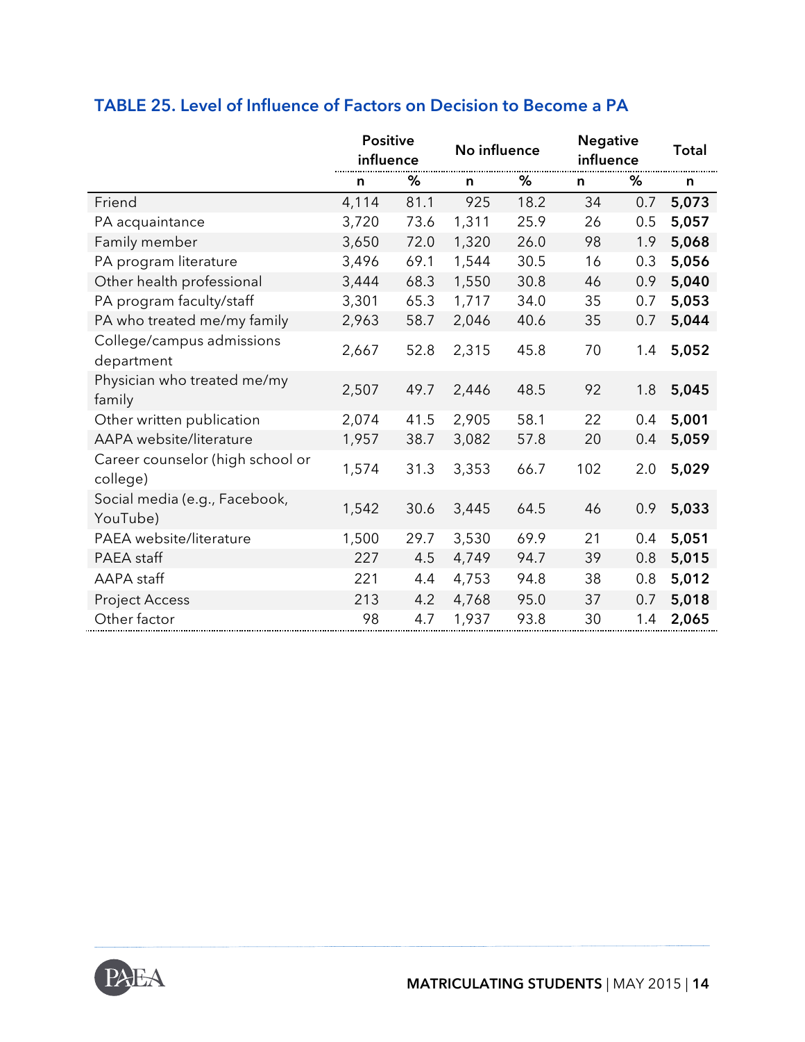## TABLE 25. Level of Influence of Factors on Decision to Become a PA

| | Positive influence | | No influence | | Negative influence | | Total |
|---|---|---|---|---|---|---|---|
| | n | % | n | % | n | % | n |
| Friend | 4,114 | 81.1 | 925 | 18.2 | 34 | 0.7 | **5,073** |
| PA acquaintance | 3,720 | 73.6 | 1,311 | 25.9 | 26 | 0.5 | **5,057** |
| Family member | 3,650 | 72.0 | 1,320 | 26.0 | 98 | 1.9 | **5,068** |
| PA program literature | 3,496 | 69.1 | 1,544 | 30.5 | 16 | 0.3 | **5,056** |
| Other health professional | 3,444 | 68.3 | 1,550 | 30.8 | 46 | 0.9 | **5,040** |
| PA program faculty/staff | 3,301 | 65.3 | 1,717 | 34.0 | 35 | 0.7 | **5,053** |
| PA who treated me/my family | 2,963 | 58.7 | 2,046 | 40.6 | 35 | 0.7 | **5,044** |
| College/campus admissions department | 2,667 | 52.8 | 2,315 | 45.8 | 70 | 1.4 | **5,052** |
| Physician who treated me/my family | 2,507 | 49.7 | 2,446 | 48.5 | 92 | 1.8 | **5,045** |
| Other written publication | 2,074 | 41.5 | 2,905 | 58.1 | 22 | 0.4 | **5,001** |
| AAPA website/literature | 1,957 | 38.7 | 3,082 | 57.8 | 20 | 0.4 | **5,059** |
| Career counselor (high school or college) | 1,574 | 31.3 | 3,353 | 66.7 | 102 | 2.0 | **5,029** |
| Social media (e.g., Facebook, YouTube) | 1,542 | 30.6 | 3,445 | 64.5 | 46 | 0.9 | **5,033** |
| PAEA website/literature | 1,500 | 29.7 | 3,530 | 69.9 | 21 | 0.4 | **5,051** |
| PAEA staff | 227 | 4.5 | 4,749 | 94.7 | 39 | 0.8 | **5,015** |
| AAPA staff | 221 | 4.4 | 4,753 | 94.8 | 38 | 0.8 | **5,012** |
| Project Access | 213 | 4.2 | 4,768 | 95.0 | 37 | 0.7 | **5,018** |
| Other factor | 98 | 4.7 | 1,937 | 93.8 | 30 | 1.4 | **2,065** |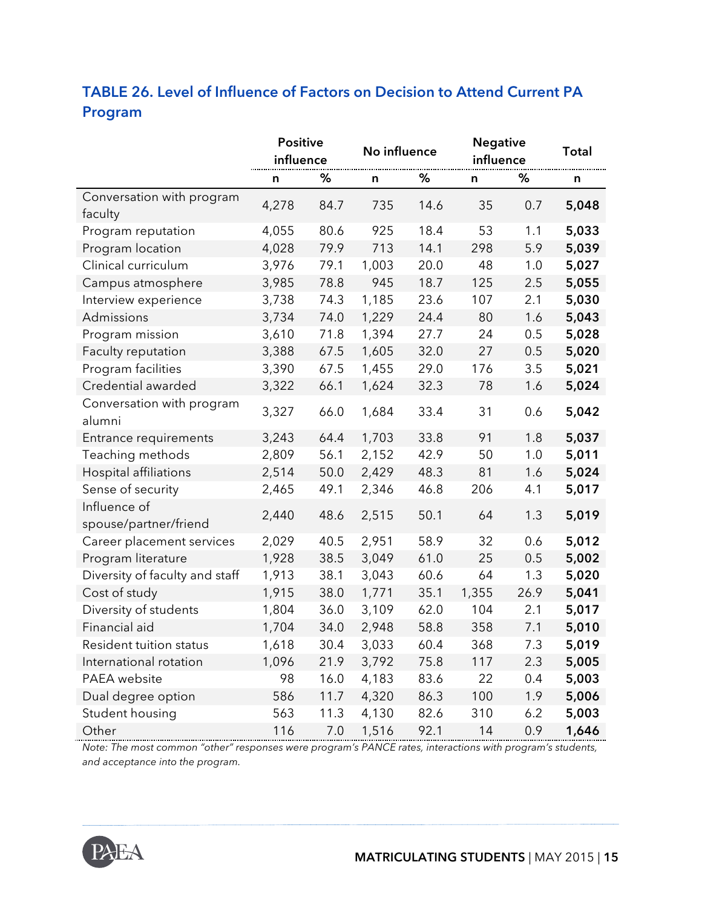## TABLE 26. Level of Influence of Factors on Decision to Attend Current PA Program

| | Positive influence | | No influence | | Negative influence | | Total |
|---|---|---|---|---|---|---|---|
| | n | % | n | % | n | % | n |
| Conversation with program faculty | 4,278 | 84.7 | 735 | 14.6 | 35 | 0.7 | **5,048** |
| Program reputation | 4,055 | 80.6 | 925 | 18.4 | 53 | 1.1 | **5,033** |
| Program location | 4,028 | 79.9 | 713 | 14.1 | 298 | 5.9 | **5,039** |
| Clinical curriculum | 3,976 | 79.1 | 1,003 | 20.0 | 48 | 1.0 | **5,027** |
| Campus atmosphere | 3,985 | 78.8 | 945 | 18.7 | 125 | 2.5 | **5,055** |
| Interview experience | 3,738 | 74.3 | 1,185 | 23.6 | 107 | 2.1 | **5,030** |
| Admissions | 3,734 | 74.0 | 1,229 | 24.4 | 80 | 1.6 | **5,043** |
| Program mission | 3,610 | 71.8 | 1,394 | 27.7 | 24 | 0.5 | **5,028** |
| Faculty reputation | 3,388 | 67.5 | 1,605 | 32.0 | 27 | 0.5 | **5,020** |
| Program facilities | 3,390 | 67.5 | 1,455 | 29.0 | 176 | 3.5 | **5,021** |
| Credential awarded | 3,322 | 66.1 | 1,624 | 32.3 | 78 | 1.6 | **5,024** |
| Conversation with program alumni | 3,327 | 66.0 | 1,684 | 33.4 | 31 | 0.6 | **5,042** |
| Entrance requirements | 3,243 | 64.4 | 1,703 | 33.8 | 91 | 1.8 | **5,037** |
| Teaching methods | 2,809 | 56.1 | 2,152 | 42.9 | 50 | 1.0 | **5,011** |
| Hospital affiliations | 2,514 | 50.0 | 2,429 | 48.3 | 81 | 1.6 | **5,024** |
| Sense of security | 2,465 | 49.1 | 2,346 | 46.8 | 206 | 4.1 | **5,017** |
| Influence of spouse/partner/friend | 2,440 | 48.6 | 2,515 | 50.1 | 64 | 1.3 | **5,019** |
| Career placement services | 2,029 | 40.5 | 2,951 | 58.9 | 32 | 0.6 | **5,012** |
| Program literature | 1,928 | 38.5 | 3,049 | 61.0 | 25 | 0.5 | **5,002** |
| Diversity of faculty and staff | 1,913 | 38.1 | 3,043 | 60.6 | 64 | 1.3 | **5,020** |
| Cost of study | 1,915 | 38.0 | 1,771 | 35.1 | 1,355 | 26.9 | **5,041** |
| Diversity of students | 1,804 | 36.0 | 3,109 | 62.0 | 104 | 2.1 | **5,017** |
| Financial aid | 1,704 | 34.0 | 2,948 | 58.8 | 358 | 7.1 | **5,010** |
| Resident tuition status | 1,618 | 30.4 | 3,033 | 60.4 | 368 | 7.3 | **5,019** |
| International rotation | 1,096 | 21.9 | 3,792 | 75.8 | 117 | 2.3 | **5,005** |
| PAEA website | 98 | 16.0 | 4,183 | 83.6 | 22 | 0.4 | **5,003** |
| Dual degree option | 586 | 11.7 | 4,320 | 86.3 | 100 | 1.9 | **5,006** |
| Student housing | 563 | 11.3 | 4,130 | 82.6 | 310 | 6.2 | **5,003** |
| Other | 116 | 7.0 | 1,516 | 92.1 | 14 | 0.9 | **1,646** |

*Note: The most common "other" responses were program's PANCE rates, interactions with program's students, and acceptance into the program.*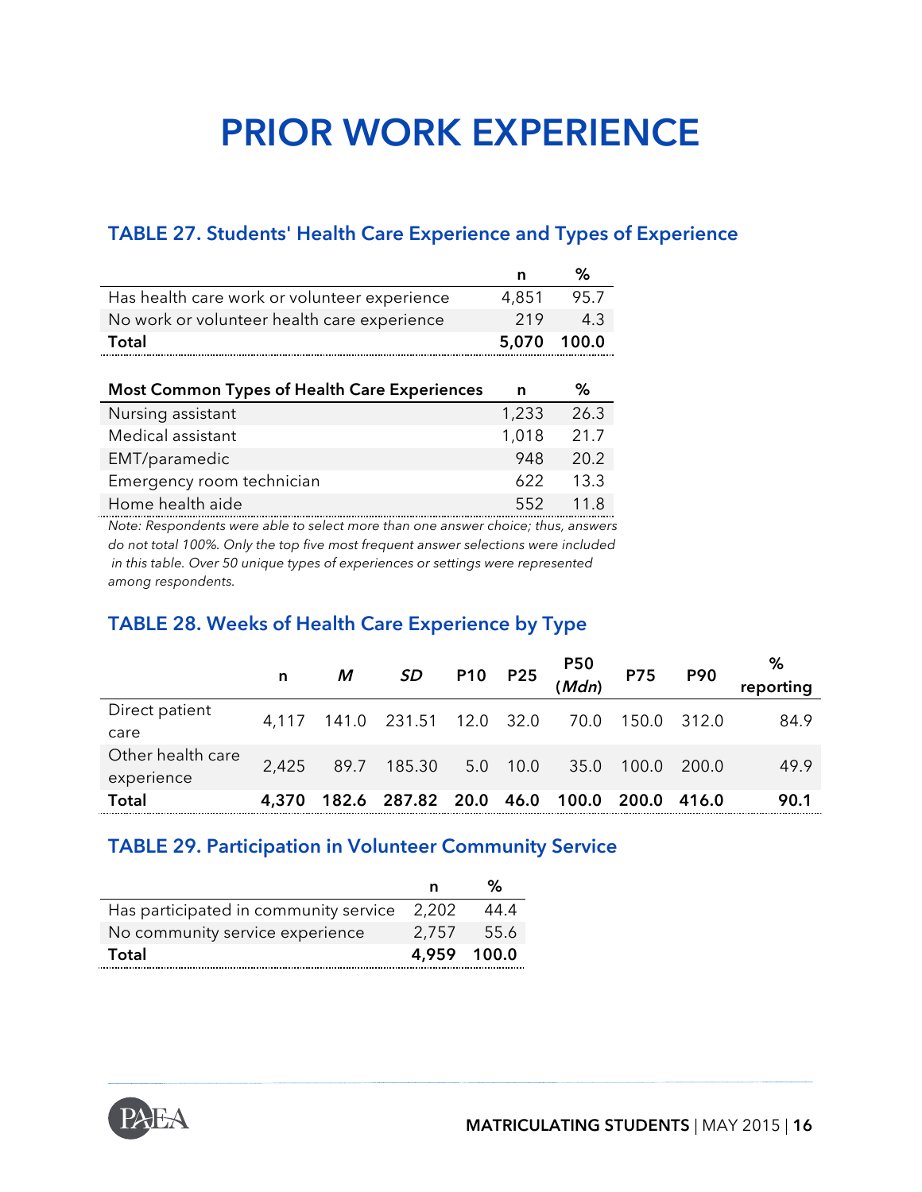# PRIOR WORK EXPERIENCE

## TABLE 27. Students' Health Care Experience and Types of Experience

| | n | % |
|---|---|---|
| Has health care work or volunteer experience | 4,851 | 95.7 |
| No work or volunteer health care experience | 219 | 4.3 |
| **Total** | **5,070** | **100.0** |

| Most Common Types of Health Care Experiences | n | % |
|---|---|---|
| Nursing assistant | 1,233 | 26.3 |
| Medical assistant | 1,018 | 21.7 |
| EMT/paramedic | 948 | 20.2 |
| Emergency room technician | 622 | 13.3 |
| Home health aide | 552 | 11.8 |

*Note: Respondents were able to select more than one answer choice; thus, answers do not total 100%. Only the top five most frequent answer selections were included in this table. Over 50 unique types of experiences or settings were represented among respondents.*

## TABLE 28. Weeks of Health Care Experience by Type

| | n | *M* | *SD* | P10 | P25 | P50 (*Mdn*) | P75 | P90 | % reporting |
|---|---|---|---|---|---|---|---|---|---|
| Direct patient care | 4,117 | 141.0 | 231.51 | 12.0 | 32.0 | 70.0 | 150.0 | 312.0 | 84.9 |
| Other health care experience | 2,425 | 89.7 | 185.30 | 5.0 | 10.0 | 35.0 | 100.0 | 200.0 | 49.9 |
| **Total** | **4,370** | **182.6** | **287.82** | **20.0** | **46.0** | **100.0** | **200.0** | **416.0** | **90.1** |

## TABLE 29. Participation in Volunteer Community Service

| | n | % |
|---|---|---|
| Has participated in community service | 2,202 | 44.4 |
| No community service experience | 2,757 | 55.6 |
| **Total** | **4,959** | **100.0** |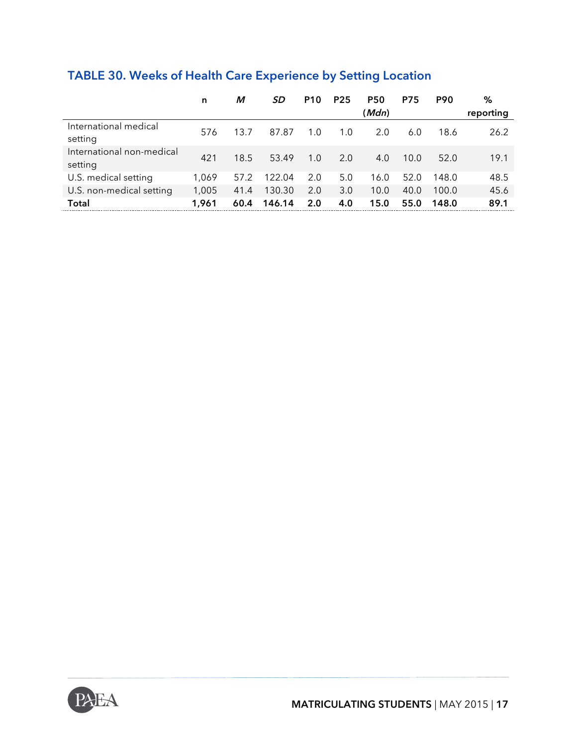## TABLE 30. Weeks of Health Care Experience by Setting Location

| | n | *M* | *SD* | P10 | P25 | P50 (*Mdn*) | P75 | P90 | % reporting |
|---|---|---|---|---|---|---|---|---|---|
| International medical setting | 576 | 13.7 | 87.87 | 1.0 | 1.0 | 2.0 | 6.0 | 18.6 | 26.2 |
| International non-medical setting | 421 | 18.5 | 53.49 | 1.0 | 2.0 | 4.0 | 10.0 | 52.0 | 19.1 |
| U.S. medical setting | 1,069 | 57.2 | 122.04 | 2.0 | 5.0 | 16.0 | 52.0 | 148.0 | 48.5 |
| U.S. non-medical setting | 1,005 | 41.4 | 130.30 | 2.0 | 3.0 | 10.0 | 40.0 | 100.0 | 45.6 |
| **Total** | **1,961** | **60.4** | **146.14** | **2.0** | **4.0** | **15.0** | **55.0** | **148.0** | **89.1** |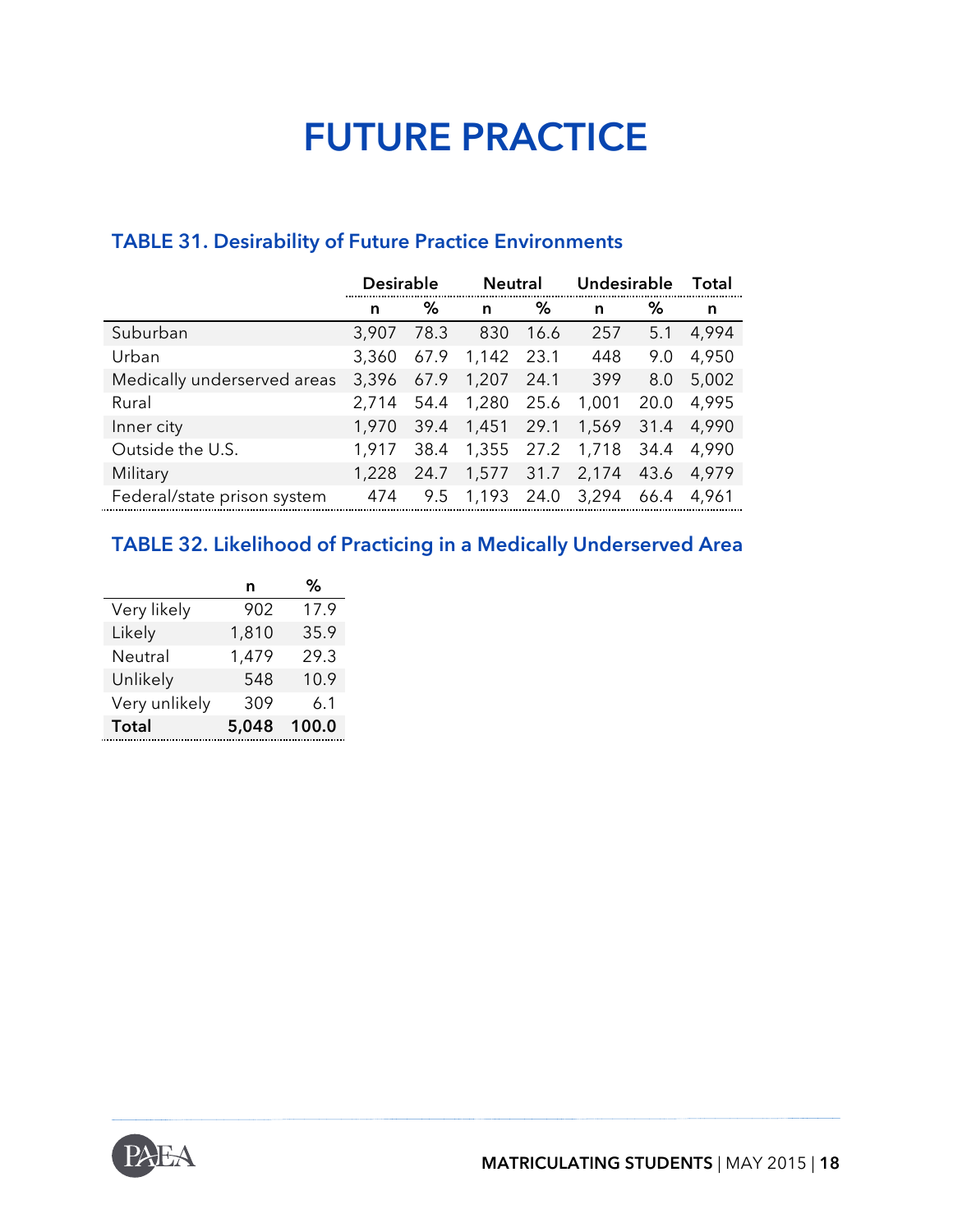# FUTURE PRACTICE

## TABLE 31. Desirability of Future Practice Environments

| | Desirable | | Neutral | | Undesirable | | Total |
|---|---|---|---|---|---|---|---|
| | n | % | n | % | n | % | n |
| Suburban | 3,907 | 78.3 | 830 | 16.6 | 257 | 5.1 | 4,994 |
| Urban | 3,360 | 67.9 | 1,142 | 23.1 | 448 | 9.0 | 4,950 |
| Medically underserved areas | 3,396 | 67.9 | 1,207 | 24.1 | 399 | 8.0 | 5,002 |
| Rural | 2,714 | 54.4 | 1,280 | 25.6 | 1,001 | 20.0 | 4,995 |
| Inner city | 1,970 | 39.4 | 1,451 | 29.1 | 1,569 | 31.4 | 4,990 |
| Outside the U.S. | 1,917 | 38.4 | 1,355 | 27.2 | 1,718 | 34.4 | 4,990 |
| Military | 1,228 | 24.7 | 1,577 | 31.7 | 2,174 | 43.6 | 4,979 |
| Federal/state prison system | 474 | 9.5 | 1,193 | 24.0 | 3,294 | 66.4 | 4,961 |

## TABLE 32. Likelihood of Practicing in a Medically Underserved Area

| | n | % |
|---|---|---|
| Very likely | 902 | 17.9 |
| Likely | 1,810 | 35.9 |
| Neutral | 1,479 | 29.3 |
| Unlikely | 548 | 10.9 |
| Very unlikely | 309 | 6.1 |
| **Total** | **5,048** | **100.0** |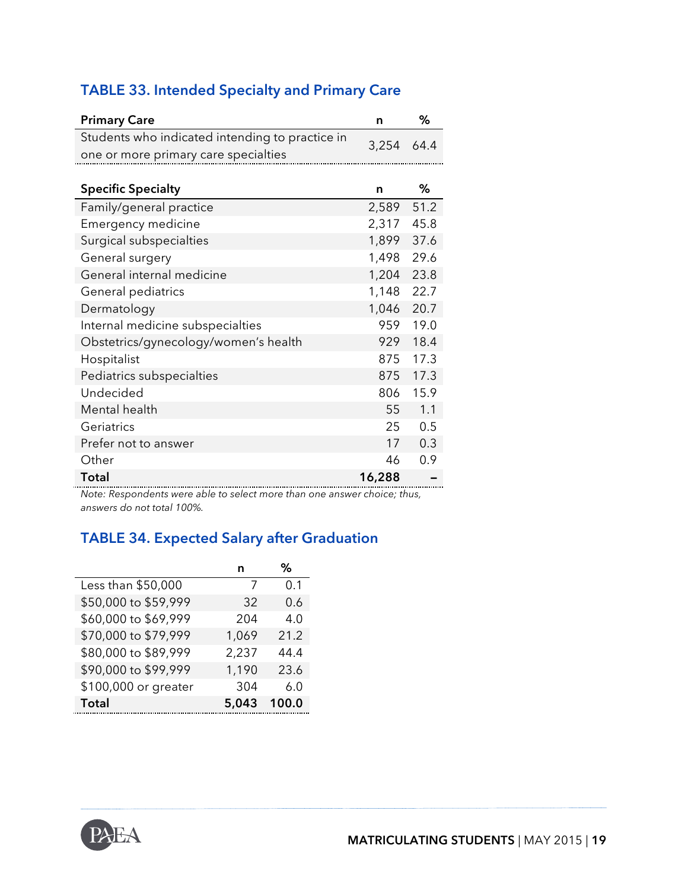## TABLE 33. Intended Specialty and Primary Care

| Primary Care | n | % |
|---|---|---|
| Students who indicated intending to practice in one or more primary care specialties | 3,254 | 64.4 |

| Specific Specialty | n | % |
|---|---|---|
| Family/general practice | 2,589 | 51.2 |
| Emergency medicine | 2,317 | 45.8 |
| Surgical subspecialties | 1,899 | 37.6 |
| General surgery | 1,498 | 29.6 |
| General internal medicine | 1,204 | 23.8 |
| General pediatrics | 1,148 | 22.7 |
| Dermatology | 1,046 | 20.7 |
| Internal medicine subspecialties | 959 | 19.0 |
| Obstetrics/gynecology/women's health | 929 | 18.4 |
| Hospitalist | 875 | 17.3 |
| Pediatrics subspecialties | 875 | 17.3 |
| Undecided | 806 | 15.9 |
| Mental health | 55 | 1.1 |
| Geriatrics | 25 | 0.5 |
| Prefer not to answer | 17 | 0.3 |
| Other | 46 | 0.9 |
| **Total** | **16,288** | **–** |

*Note: Respondents were able to select more than one answer choice; thus, answers do not total 100%.*

## TABLE 34. Expected Salary after Graduation

| | n | % |
|---|---|---|
| Less than $50,000 | 7 | 0.1 |
| $50,000 to $59,999 | 32 | 0.6 |
| $60,000 to $69,999 | 204 | 4.0 |
| $70,000 to $79,999 | 1,069 | 21.2 |
| $80,000 to $89,999 | 2,237 | 44.4 |
| $90,000 to $99,999 | 1,190 | 23.6 |
| $100,000 or greater | 304 | 6.0 |
| **Total** | **5,043** | **100.0** |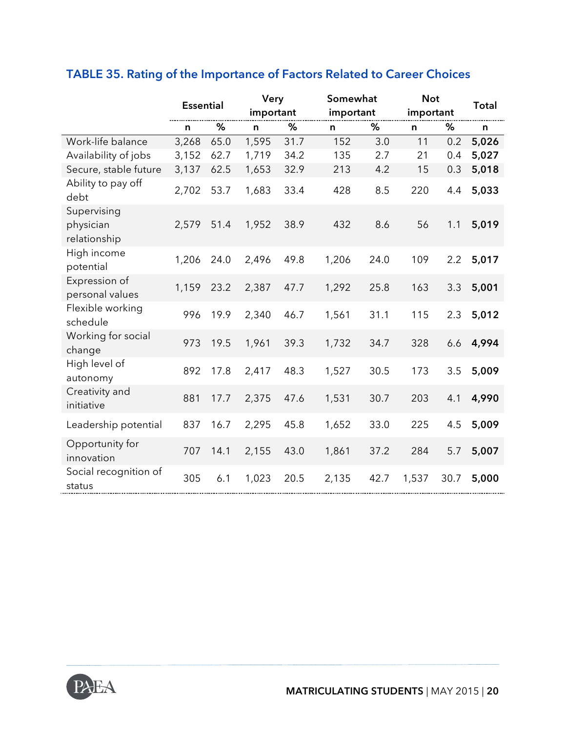## TABLE 35. Rating of the Importance of Factors Related to Career Choices

| | Essential | | Very important | | Somewhat important | | Not important | | Total |
|---|---|---|---|---|---|---|---|---|---|
| | n | % | n | % | n | % | n | % | n |
| Work-life balance | 3,268 | 65.0 | 1,595 | 31.7 | 152 | 3.0 | 11 | 0.2 | **5,026** |
| Availability of jobs | 3,152 | 62.7 | 1,719 | 34.2 | 135 | 2.7 | 21 | 0.4 | **5,027** |
| Secure, stable future | 3,137 | 62.5 | 1,653 | 32.9 | 213 | 4.2 | 15 | 0.3 | **5,018** |
| Ability to pay off debt | 2,702 | 53.7 | 1,683 | 33.4 | 428 | 8.5 | 220 | 4.4 | **5,033** |
| Supervising physician relationship | 2,579 | 51.4 | 1,952 | 38.9 | 432 | 8.6 | 56 | 1.1 | **5,019** |
| High income potential | 1,206 | 24.0 | 2,496 | 49.8 | 1,206 | 24.0 | 109 | 2.2 | **5,017** |
| Expression of personal values | 1,159 | 23.2 | 2,387 | 47.7 | 1,292 | 25.8 | 163 | 3.3 | **5,001** |
| Flexible working schedule | 996 | 19.9 | 2,340 | 46.7 | 1,561 | 31.1 | 115 | 2.3 | **5,012** |
| Working for social change | 973 | 19.5 | 1,961 | 39.3 | 1,732 | 34.7 | 328 | 6.6 | **4,994** |
| High level of autonomy | 892 | 17.8 | 2,417 | 48.3 | 1,527 | 30.5 | 173 | 3.5 | **5,009** |
| Creativity and initiative | 881 | 17.7 | 2,375 | 47.6 | 1,531 | 30.7 | 203 | 4.1 | **4,990** |
| Leadership potential | 837 | 16.7 | 2,295 | 45.8 | 1,652 | 33.0 | 225 | 4.5 | **5,009** |
| Opportunity for innovation | 707 | 14.1 | 2,155 | 43.0 | 1,861 | 37.2 | 284 | 5.7 | **5,007** |
| Social recognition of status | 305 | 6.1 | 1,023 | 20.5 | 2,135 | 42.7 | 1,537 | 30.7 | **5,000** |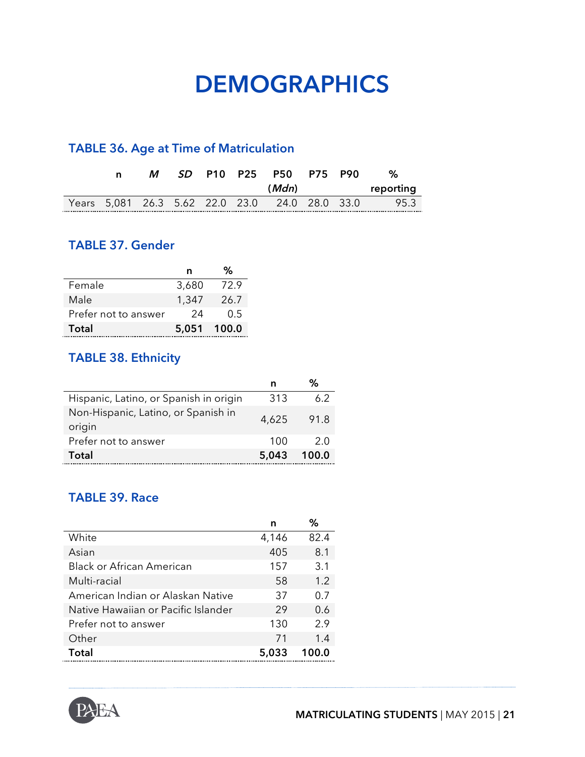# DEMOGRAPHICS

## TABLE 36. Age at Time of Matriculation

| | n | *M* | *SD* | P10 | P25 | P50 (*Mdn*) | P75 | P90 | % reporting |
|---|---|---|---|---|---|---|---|---|---|
| Years | 5,081 | 26.3 | 5.62 | 22.0 | 23.0 | 24.0 | 28.0 | 33.0 | 95.3 |

## TABLE 37. Gender

| | n | % |
|---|---|---|
| Female | 3,680 | 72.9 |
| Male | 1,347 | 26.7 |
| Prefer not to answer | 24 | 0.5 |
| **Total** | **5,051** | **100.0** |

## TABLE 38. Ethnicity

| | n | % |
|---|---|---|
| Hispanic, Latino, or Spanish in origin | 313 | 6.2 |
| Non-Hispanic, Latino, or Spanish in origin | 4,625 | 91.8 |
| Prefer not to answer | 100 | 2.0 |
| **Total** | **5,043** | **100.0** |

## TABLE 39. Race

| | n | % |
|---|---|---|
| White | 4,146 | 82.4 |
| Asian | 405 | 8.1 |
| Black or African American | 157 | 3.1 |
| Multi-racial | 58 | 1.2 |
| American Indian or Alaskan Native | 37 | 0.7 |
| Native Hawaiian or Pacific Islander | 29 | 0.6 |
| Prefer not to answer | 130 | 2.9 |
| Other | 71 | 1.4 |
| **Total** | **5,033** | **100.0** |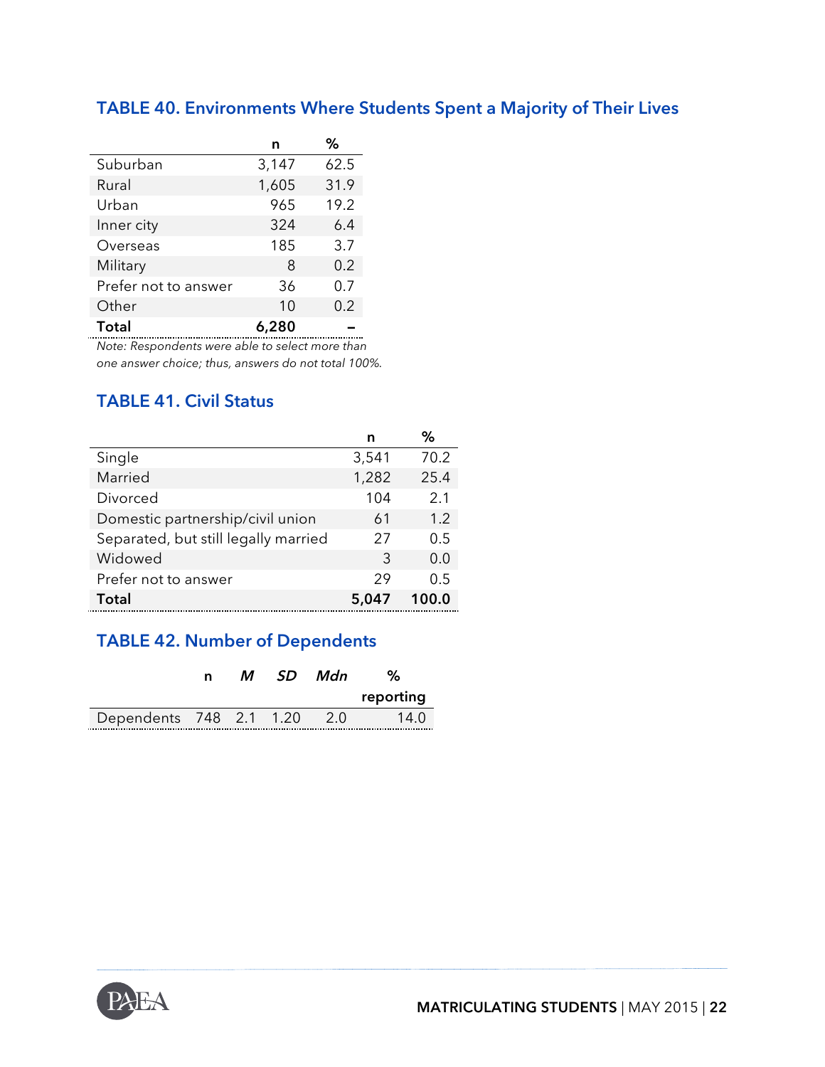## TABLE 40. Environments Where Students Spent a Majority of Their Lives

| | n | % |
|---|---|---|
| Suburban | 3,147 | 62.5 |
| Rural | 1,605 | 31.9 |
| Urban | 965 | 19.2 |
| Inner city | 324 | 6.4 |
| Overseas | 185 | 3.7 |
| Military | 8 | 0.2 |
| Prefer not to answer | 36 | 0.7 |
| Other | 10 | 0.2 |
| **Total** | **6,280** | **–** |

*Note: Respondents were able to select more than one answer choice; thus, answers do not total 100%.*

## TABLE 41. Civil Status

| | n | % |
|---|---|---|
| Single | 3,541 | 70.2 |
| Married | 1,282 | 25.4 |
| Divorced | 104 | 2.1 |
| Domestic partnership/civil union | 61 | 1.2 |
| Separated, but still legally married | 27 | 0.5 |
| Widowed | 3 | 0.0 |
| Prefer not to answer | 29 | 0.5 |
| **Total** | **5,047** | **100.0** |

## TABLE 42. Number of Dependents

| | n | *M* | *SD* | *Mdn* | % reporting |
|---|---|---|---|---|---|
| Dependents | 748 | 2.1 | 1.20 | 2.0 | 14.0 |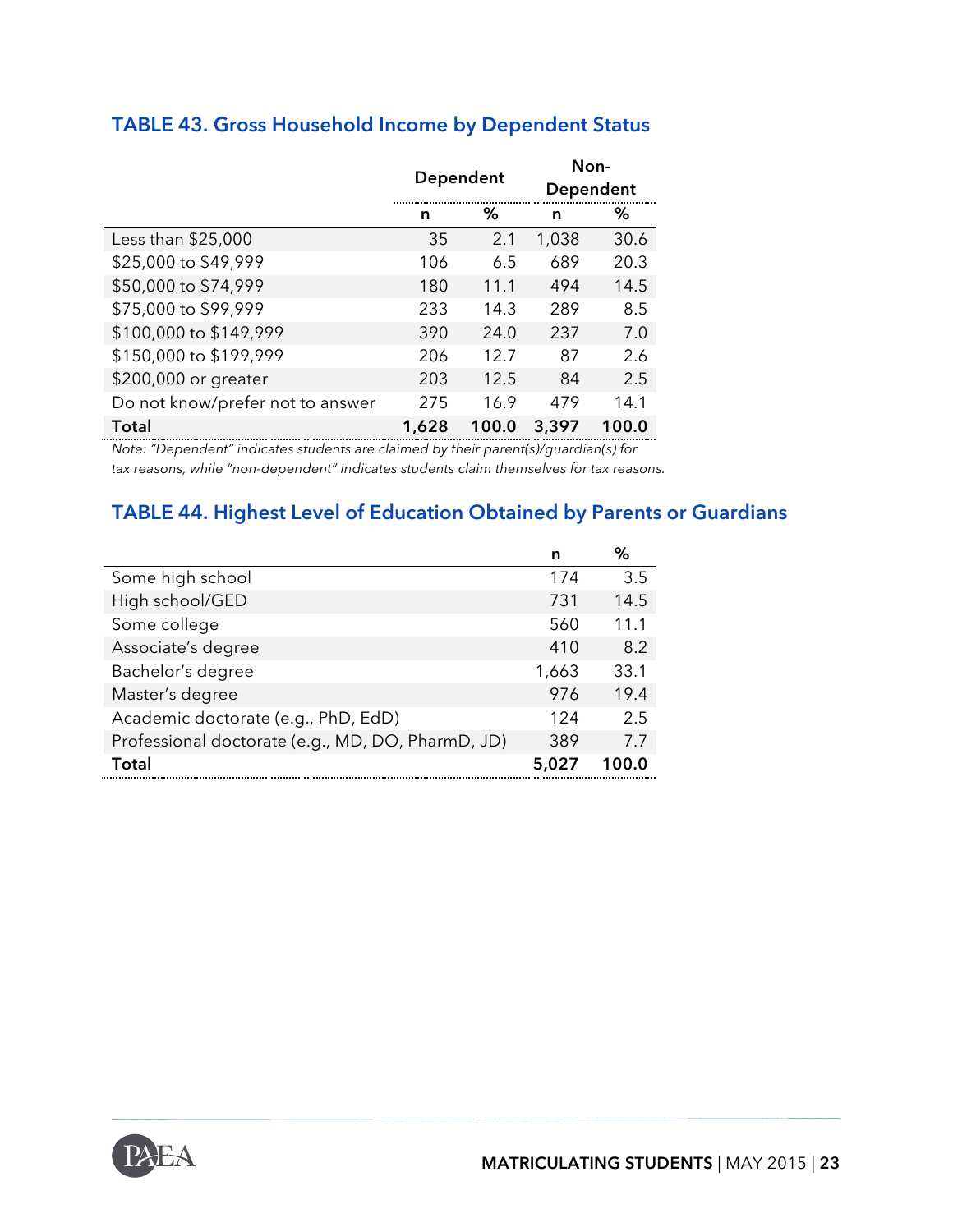## TABLE 43. Gross Household Income by Dependent Status

| | Dependent | | Non-Dependent | |
|---|---|---|---|---|
| | n | % | n | % |
| Less than $25,000 | 35 | 2.1 | 1,038 | 30.6 |
| $25,000 to $49,999 | 106 | 6.5 | 689 | 20.3 |
| $50,000 to $74,999 | 180 | 11.1 | 494 | 14.5 |
| $75,000 to $99,999 | 233 | 14.3 | 289 | 8.5 |
| $100,000 to $149,999 | 390 | 24.0 | 237 | 7.0 |
| $150,000 to $199,999 | 206 | 12.7 | 87 | 2.6 |
| $200,000 or greater | 203 | 12.5 | 84 | 2.5 |
| Do not know/prefer not to answer | 275 | 16.9 | 479 | 14.1 |
| **Total** | **1,628** | **100.0** | **3,397** | **100.0** |

*Note: "Dependent" indicates students are claimed by their parent(s)/guardian(s) for tax reasons, while "non-dependent" indicates students claim themselves for tax reasons.*

## TABLE 44. Highest Level of Education Obtained by Parents or Guardians

| | n | % |
|---|---|---|
| Some high school | 174 | 3.5 |
| High school/GED | 731 | 14.5 |
| Some college | 560 | 11.1 |
| Associate's degree | 410 | 8.2 |
| Bachelor's degree | 1,663 | 33.1 |
| Master's degree | 976 | 19.4 |
| Academic doctorate (e.g., PhD, EdD) | 124 | 2.5 |
| Professional doctorate (e.g., MD, DO, PharmD, JD) | 389 | 7.7 |
| **Total** | **5,027** | **100.0** |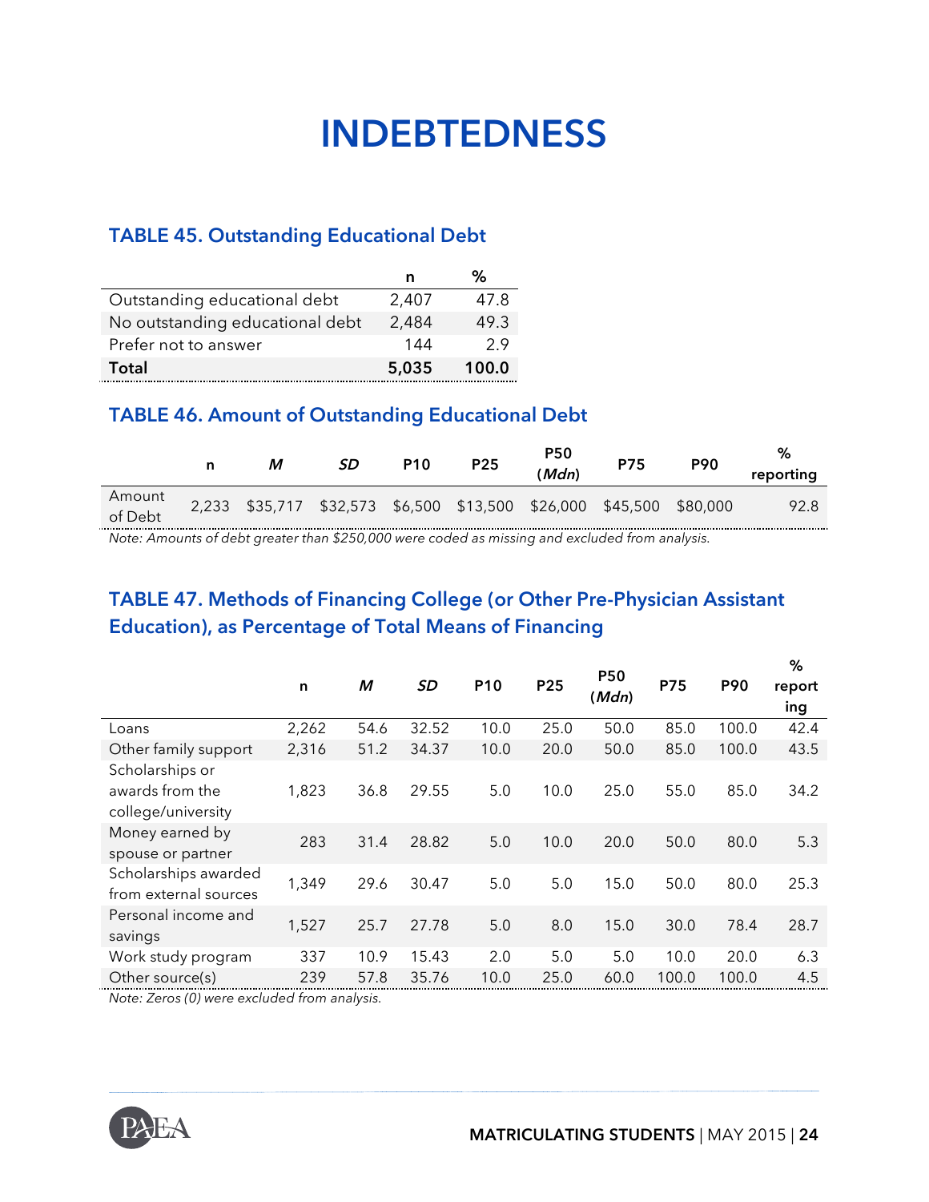# INDEBTEDNESS

### TABLE 45. Outstanding Educational Debt

| | n | % |
|---|---|---|
| Outstanding educational debt | 2,407 | 47.8 |
| No outstanding educational debt | 2,484 | 49.3 |
| Prefer not to answer | 144 | 2.9 |
| **Total** | **5,035** | **100.0** |

### TABLE 46. Amount of Outstanding Educational Debt

| | n | *M* | *SD* | P10 | P25 | P50 (*Mdn*) | P75 | P90 | % reporting |
|---|---|---|---|---|---|---|---|---|---|
| Amount of Debt | 2,233 | $35,717 | $32,573 | $6,500 | $13,500 | $26,000 | $45,500 | $80,000 | 92.8 |

*Note: Amounts of debt greater than $250,000 were coded as missing and excluded from analysis.*

### TABLE 47. Methods of Financing College (or Other Pre-Physician Assistant Education), as Percentage of Total Means of Financing

| | n | *M* | *SD* | P10 | P25 | P50 (*Mdn*) | P75 | P90 | % reporting |
|---|---|---|---|---|---|---|---|---|---|
| Loans | 2,262 | 54.6 | 32.52 | 10.0 | 25.0 | 50.0 | 85.0 | 100.0 | 42.4 |
| Other family support | 2,316 | 51.2 | 34.37 | 10.0 | 20.0 | 50.0 | 85.0 | 100.0 | 43.5 |
| Scholarships or awards from the college/university | 1,823 | 36.8 | 29.55 | 5.0 | 10.0 | 25.0 | 55.0 | 85.0 | 34.2 |
| Money earned by spouse or partner | 283 | 31.4 | 28.82 | 5.0 | 10.0 | 20.0 | 50.0 | 80.0 | 5.3 |
| Scholarships awarded from external sources | 1,349 | 29.6 | 30.47 | 5.0 | 5.0 | 15.0 | 50.0 | 80.0 | 25.3 |
| Personal income and savings | 1,527 | 25.7 | 27.78 | 5.0 | 8.0 | 15.0 | 30.0 | 78.4 | 28.7 |
| Work study program | 337 | 10.9 | 15.43 | 2.0 | 5.0 | 5.0 | 10.0 | 20.0 | 6.3 |
| Other source(s) | 239 | 57.8 | 35.76 | 10.0 | 25.0 | 60.0 | 100.0 | 100.0 | 4.5 |

*Note: Zeros (0) were excluded from analysis.*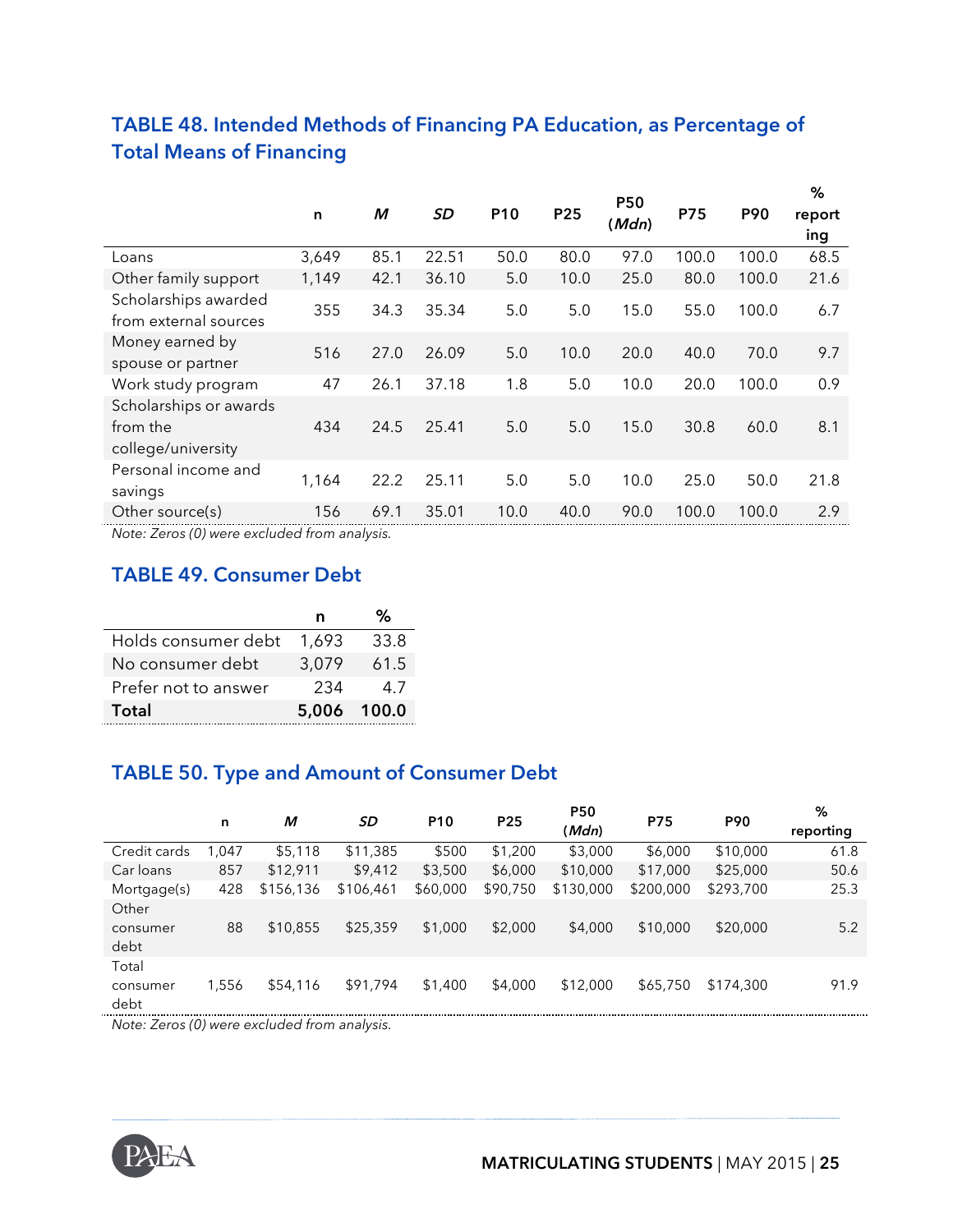## TABLE 48. Intended Methods of Financing PA Education, as Percentage of Total Means of Financing

| | n | *M* | *SD* | P10 | P25 | P50 (*Mdn*) | P75 | P90 | % reporting |
|---|---|---|---|---|---|---|---|---|---|
| Loans | 3,649 | 85.1 | 22.51 | 50.0 | 80.0 | 97.0 | 100.0 | 100.0 | 68.5 |
| Other family support | 1,149 | 42.1 | 36.10 | 5.0 | 10.0 | 25.0 | 80.0 | 100.0 | 21.6 |
| Scholarships awarded from external sources | 355 | 34.3 | 35.34 | 5.0 | 5.0 | 15.0 | 55.0 | 100.0 | 6.7 |
| Money earned by spouse or partner | 516 | 27.0 | 26.09 | 5.0 | 10.0 | 20.0 | 40.0 | 70.0 | 9.7 |
| Work study program | 47 | 26.1 | 37.18 | 1.8 | 5.0 | 10.0 | 20.0 | 100.0 | 0.9 |
| Scholarships or awards from the college/university | 434 | 24.5 | 25.41 | 5.0 | 5.0 | 15.0 | 30.8 | 60.0 | 8.1 |
| Personal income and savings | 1,164 | 22.2 | 25.11 | 5.0 | 5.0 | 10.0 | 25.0 | 50.0 | 21.8 |
| Other source(s) | 156 | 69.1 | 35.01 | 10.0 | 40.0 | 90.0 | 100.0 | 100.0 | 2.9 |

*Note: Zeros (0) were excluded from analysis.*

## TABLE 49. Consumer Debt

| | n | % |
|---|---|---|
| Holds consumer debt | 1,693 | 33.8 |
| No consumer debt | 3,079 | 61.5 |
| Prefer not to answer | 234 | 4.7 |
| **Total** | **5,006** | **100.0** |

## TABLE 50. Type and Amount of Consumer Debt

| | n | *M* | *SD* | P10 | P25 | P50 (*Mdn*) | P75 | P90 | % reporting |
|---|---|---|---|---|---|---|---|---|---|
| Credit cards | 1,047 | $5,118 | $11,385 | $500 | $1,200 | $3,000 | $6,000 | $10,000 | 61.8 |
| Car loans | 857 | $12,911 | $9,412 | $3,500 | $6,000 | $10,000 | $17,000 | $25,000 | 50.6 |
| Mortgage(s) | 428 | $156,136 | $106,461 | $60,000 | $90,750 | $130,000 | $200,000 | $293,700 | 25.3 |
| Other consumer debt | 88 | $10,855 | $25,359 | $1,000 | $2,000 | $4,000 | $10,000 | $20,000 | 5.2 |
| Total consumer debt | 1,556 | $54,116 | $91,794 | $1,400 | $4,000 | $12,000 | $65,750 | $174,300 | 91.9 |

*Note: Zeros (0) were excluded from analysis.*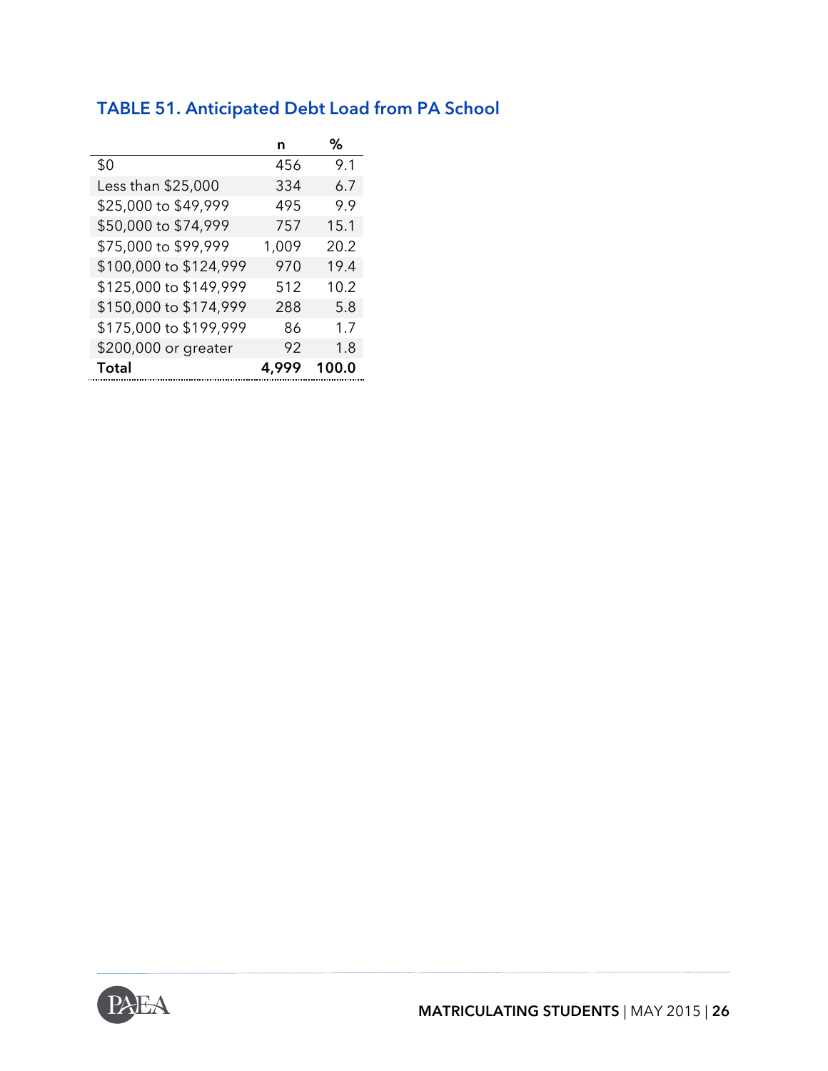## TABLE 51. Anticipated Debt Load from PA School

| | n | % |
|---|---|---|
| $0 | 456 | 9.1 |
| Less than $25,000 | 334 | 6.7 |
| $25,000 to $49,999 | 495 | 9.9 |
| $50,000 to $74,999 | 757 | 15.1 |
| $75,000 to $99,999 | 1,009 | 20.2 |
| $100,000 to $124,999 | 970 | 19.4 |
| $125,000 to $149,999 | 512 | 10.2 |
| $150,000 to $174,999 | 288 | 5.8 |
| $175,000 to $199,999 | 86 | 1.7 |
| $200,000 or greater | 92 | 1.8 |
| **Total** | **4,999** | **100.0** |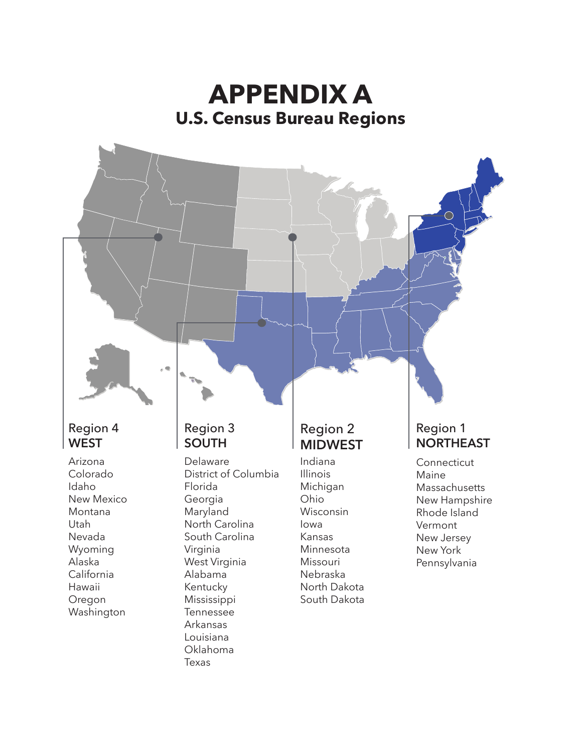# APPENDIX A

## U.S. Census Bureau Regions

### Region 4
**WEST**

Arizona
Colorado
Idaho
New Mexico
Montana
Utah
Nevada
Wyoming
Alaska
California
Hawaii
Oregon
Washington

### Region 3
**SOUTH**

Delaware
District of Columbia
Florida
Georgia
Maryland
North Carolina
South Carolina
Virginia
West Virginia
Alabama
Kentucky
Mississippi
Tennessee
Arkansas
Louisiana
Oklahoma
Texas

### Region 2
**MIDWEST**

Indiana
Illinois
Michigan
Ohio
Wisconsin
Iowa
Kansas
Minnesota
Missouri
Nebraska
North Dakota
South Dakota

### Region 1
**NORTHEAST**

Connecticut
Maine
Massachusetts
New Hampshire
Rhode Island
Vermont
New Jersey
New York
Pennsylvania